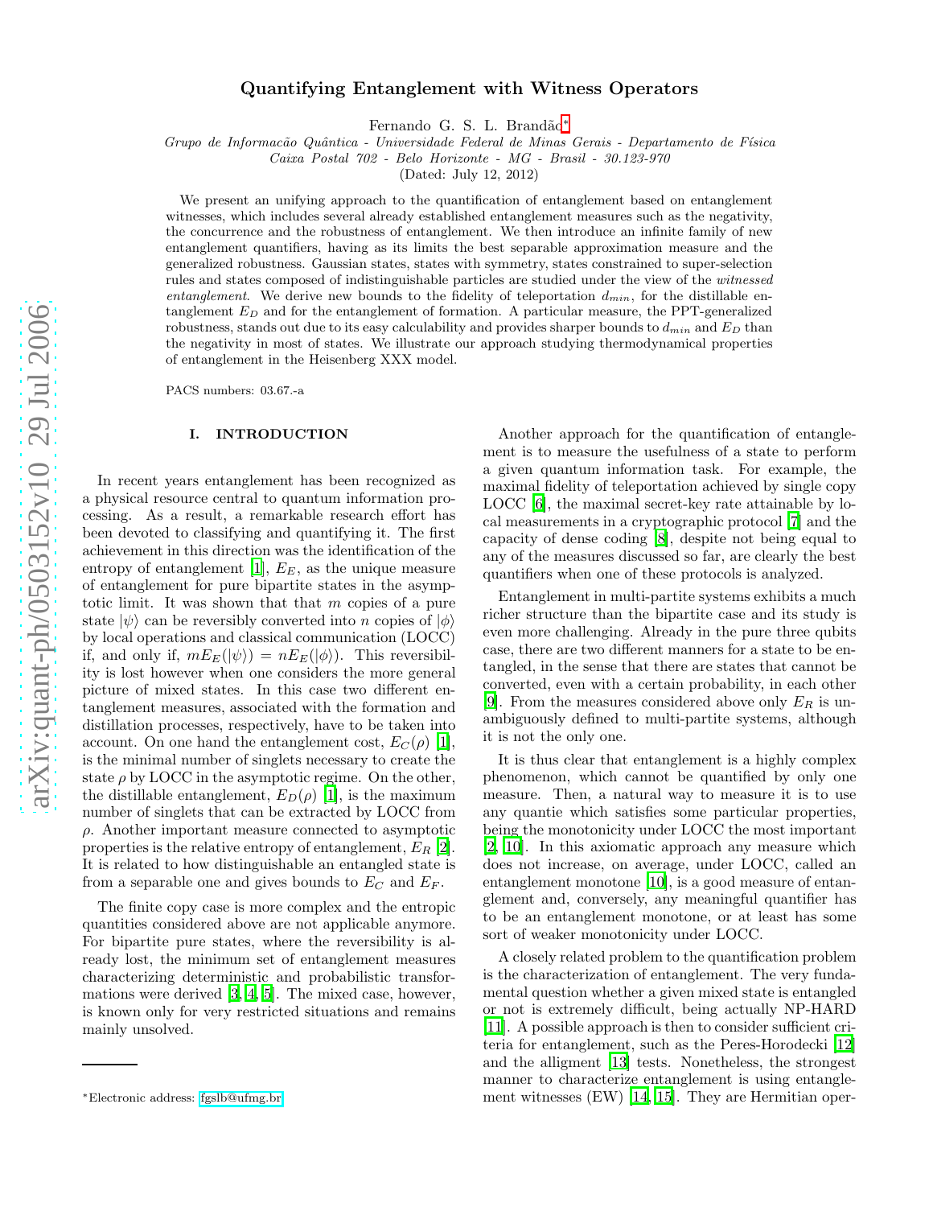# Quantifying Entanglement with Witness Operators

Fernando G. S. L. Brandão*

*Grupo de Informacão Quântica - Universidade Federal de Minas Gerais - Departamento de Física*
*Caixa Postal 702 - Belo Horizonte - MG - Brasil - 30.123-970*

(Dated: July 12, 2012)

We present an unifying approach to the quantification of entanglement based on entanglement witnesses, which includes several already established entanglement measures such as the negativity, the concurrence and the robustness of entanglement. We then introduce an infinite family of new entanglement quantifiers, having as its limits the best separable approximation measure and the generalized robustness. Gaussian states, states with symmetry, states constrained to super-selection rules and states composed of indistinguishable particles are studied under the view of the *witnessed entanglement*. We derive new bounds to the fidelity of teleportation $d_{min}$, for the distillable entanglement $E_D$ and for the entanglement of formation. A particular measure, the PPT-generalized robustness, stands out due to its easy calculability and provides sharper bounds to $d_{min}$ and $E_D$ than the negativity in most of states. We illustrate our approach studying thermodynamical properties of entanglement in the Heisenberg XXX model.

PACS numbers: 03.67.-a

## I. INTRODUCTION

In recent years entanglement has been recognized as a physical resource central to quantum information processing. As a result, a remarkable research effort has been devoted to classifying and quantifying it. The first achievement in this direction was the identification of the entropy of entanglement [1], $E_E$, as the unique measure of entanglement for pure bipartite states in the asymptotic limit. It was shown that that $m$ copies of a pure state $|\psi\rangle$ can be reversibly converted into $n$ copies of $|\phi\rangle$ by local operations and classical communication (LOCC) if, and only if, $mE_E(|\psi\rangle) = nE_E(|\phi\rangle)$. This reversibility is lost however when one considers the more general picture of mixed states. In this case two different entanglement measures, associated with the formation and distillation processes, respectively, have to be taken into account. On one hand the entanglement cost, $E_C(\rho)$ [1], is the minimal number of singlets necessary to create the state $\rho$ by LOCC in the asymptotic regime. On the other, the distillable entanglement, $E_D(\rho)$ [1], is the maximum number of singlets that can be extracted by LOCC from $\rho$. Another important measure connected to asymptotic properties is the relative entropy of entanglement, $E_R$ [2]. It is related to how distinguishable an entangled state is from a separable one and gives bounds to $E_C$ and $E_F$.

The finite copy case is more complex and the entropic quantities considered above are not applicable anymore. For bipartite pure states, where the reversibility is already lost, the minimum set of entanglement measures characterizing deterministic and probabilistic transformations were derived [3, 4, 5]. The mixed case, however, is known only for very restricted situations and remains mainly unsolved.

Another approach for the quantification of entanglement is to measure the usefulness of a state to perform a given quantum information task. For example, the maximal fidelity of teleportation achieved by single copy LOCC [6], the maximal secret-key rate attainable by local measurements in a cryptographic protocol [7] and the capacity of dense coding [8], despite not being equal to any of the measures discussed so far, are clearly the best quantifiers when one of these protocols is analyzed.

Entanglement in multi-partite systems exhibits a much richer structure than the bipartite case and its study is even more challenging. Already in the pure three qubits case, there are two different manners for a state to be entangled, in the sense that there are states that cannot be converted, even with a certain probability, in each other [9]. From the measures considered above only $E_R$ is unambiguously defined to multi-partite systems, although it is not the only one.

It is thus clear that entanglement is a highly complex phenomenon, which cannot be quantified by only one measure. Then, a natural way to measure it is to use any quantie which satisfies some particular properties, being the monotonicity under LOCC the most important [2, 10]. In this axiomatic approach any measure which does not increase, on average, under LOCC, called an entanglement monotone [10], is a good measure of entanglement and, conversely, any meaningful quantifier has to be an entanglement monotone, or at least has some sort of weaker monotonicity under LOCC.

A closely related problem to the quantification problem is the characterization of entanglement. The very fundamental question whether a given mixed state is entangled or not is extremely difficult, being actually NP-HARD [11]. A possible approach is then to consider sufficient criteria for entanglement, such as the Peres-Horodecki [12] and the alligment [13] tests. Nonetheless, the strongest manner to characterize entanglement is using entanglement witnesses (EW) [14, 15]. They are Hermitian oper-

*Electronic address: fgslb@ufmg.br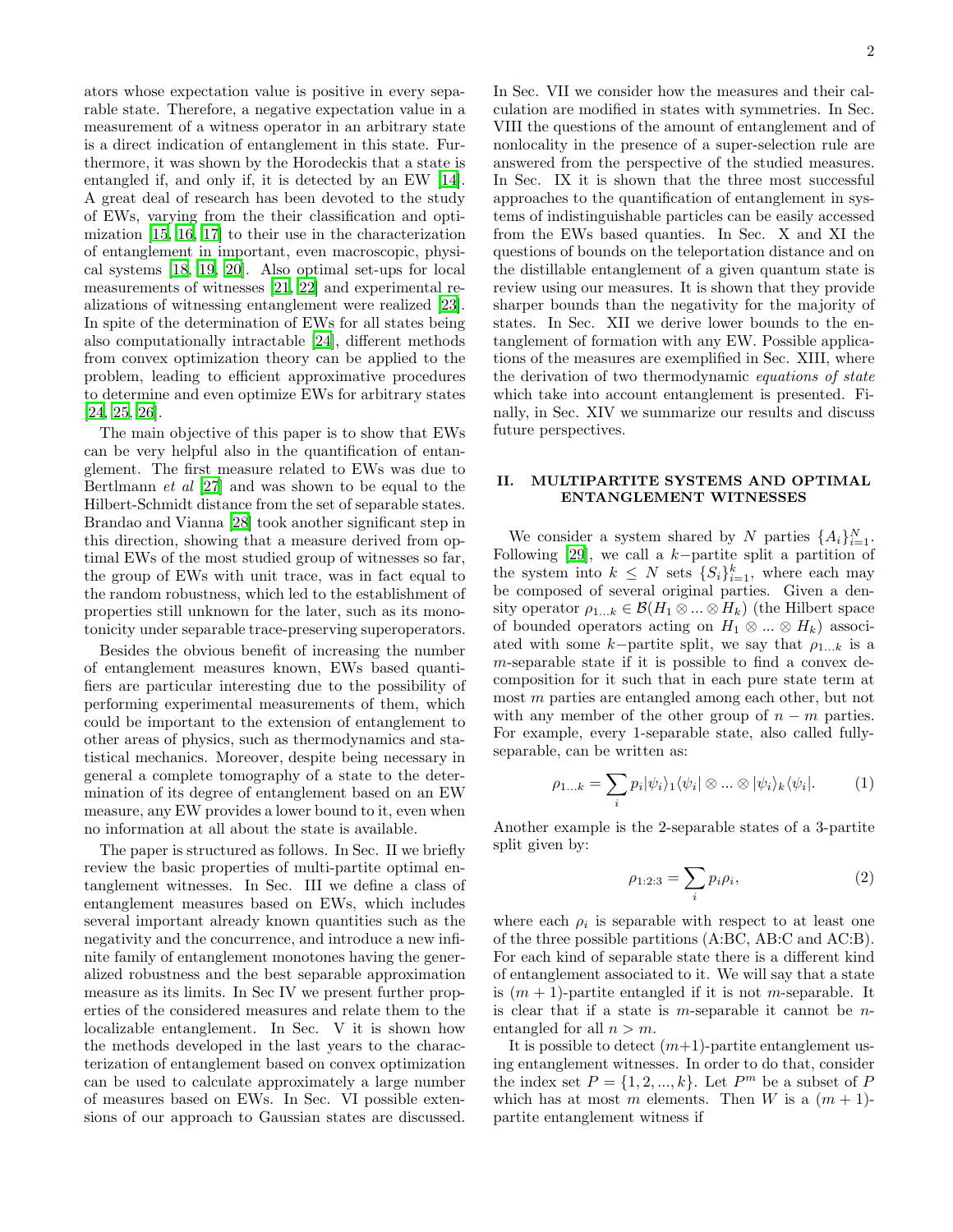ators whose expectation value is positive in every separable state. Therefore, a negative expectation value in a measurement of a witness operator in an arbitrary state is a direct indication of entanglement in this state. Furthermore, it was shown by the Horodeckis that a state is entangled if, and only if, it is detected by an EW [14]. A great deal of research has been devoted to the study of EWs, varying from the their classification and optimization [15, 16, 17] to their use in the characterization of entanglement in important, even macroscopic, physical systems [18, 19, 20]. Also optimal set-ups for local measurements of witnesses [21, 22] and experimental realizations of witnessing entanglement were realized [23]. In spite of the determination of EWs for all states being also computationally intractable [24], different methods from convex optimization theory can be applied to the problem, leading to efficient approximative procedures to determine and even optimize EWs for arbitrary states [24, 25, 26].

The main objective of this paper is to show that EWs can be very helpful also in the quantification of entanglement. The first measure related to EWs was due to Bertlmann *et al* [27] and was shown to be equal to the Hilbert-Schmidt distance from the set of separable states. Brandao and Vianna [28] took another significant step in this direction, showing that a measure derived from optimal EWs of the most studied group of witnesses so far, the group of EWs with unit trace, was in fact equal to the random robustness, which led to the establishment of properties still unknown for the later, such as its monotonicity under separable trace-preserving superoperators.

Besides the obvious benefit of increasing the number of entanglement measures known, EWs based quantifiers are particular interesting due to the possibility of performing experimental measurements of them, which could be important to the extension of entanglement to other areas of physics, such as thermodynamics and statistical mechanics. Moreover, despite being necessary in general a complete tomography of a state to the determination of its degree of entanglement based on an EW measure, any EW provides a lower bound to it, even when no information at all about the state is available.

The paper is structured as follows. In Sec. II we briefly review the basic properties of multi-partite optimal entanglement witnesses. In Sec. III we define a class of entanglement measures based on EWs, which includes several important already known quantities such as the negativity and the concurrence, and introduce a new infinite family of entanglement monotones having the generalized robustness and the best separable approximation measure as its limits. In Sec IV we present further properties of the considered measures and relate them to the localizable entanglement. In Sec. V it is shown how the methods developed in the last years to the characterization of entanglement based on convex optimization can be used to calculate approximately a large number of measures based on EWs. In Sec. VI possible extensions of our approach to Gaussian states are discussed. In Sec. VII we consider how the measures and their calculation are modified in states with symmetries. In Sec. VIII the questions of the amount of entanglement and of nonlocality in the presence of a super-selection rule are answered from the perspective of the studied measures. In Sec. IX it is shown that the three most successful approaches to the quantification of entanglement in systems of indistinguishable particles can be easily accessed from the EWs based quanties. In Sec. X and XI the questions of bounds on the teleportation distance and on the distillable entanglement of a given quantum state is review using our measures. It is shown that they provide sharper bounds than the negativity for the majority of states. In Sec. XII we derive lower bounds to the entanglement of formation with any EW. Possible applications of the measures are exemplified in Sec. XIII, where the derivation of two thermodynamic *equations of state* which take into account entanglement is presented. Finally, in Sec. XIV we summarize our results and discuss future perspectives.

## II. MULTIPARTITE SYSTEMS AND OPTIMAL ENTANGLEMENT WITNESSES

We consider a system shared by $N$ parties $\{A_i\}_{i=1}^{N}$. Following [29], we call a $k-$partite split a partition of the system into $k \leq N$ sets $\{S_i\}_{i=1}^{k}$, where each may be composed of several original parties. Given a density operator $\rho_{1...k} \in \mathcal{B}(H_1 \otimes ... \otimes H_k)$ (the Hilbert space of bounded operators acting on $H_1 \otimes ... \otimes H_k$) associated with some $k-$partite split, we say that $\rho_{1...k}$ is a $m$-separable state if it is possible to find a convex decomposition for it such that in each pure state term at most $m$ parties are entangled among each other, but not with any member of the other group of $n - m$ parties. For example, every 1-separable state, also called fully-separable, can be written as:

$$\rho_{1...k} = \sum_i p_i |\psi_i\rangle_1\langle\psi_i| \otimes ... \otimes |\psi_i\rangle_k\langle\psi_i|. \tag{1}$$

Another example is the 2-separable states of a 3-partite split given by:

$$\rho_{1:2:3} = \sum_i p_i \rho_i, \tag{2}$$

where each $\rho_i$ is separable with respect to at least one of the three possible partitions (A:BC, AB:C and AC:B). For each kind of separable state there is a different kind of entanglement associated to it. We will say that a state is $(m+1)$-partite entangled if it is not $m$-separable. It is clear that if a state is $m$-separable it cannot be $n$-entangled for all $n > m$.

It is possible to detect $(m+1)$-partite entanglement using entanglement witnesses. In order to do that, consider the index set $P = \{1, 2, ..., k\}$. Let $P^m$ be a subset of $P$ which has at most $m$ elements. Then $W$ is a $(m+1)$-partite entanglement witness if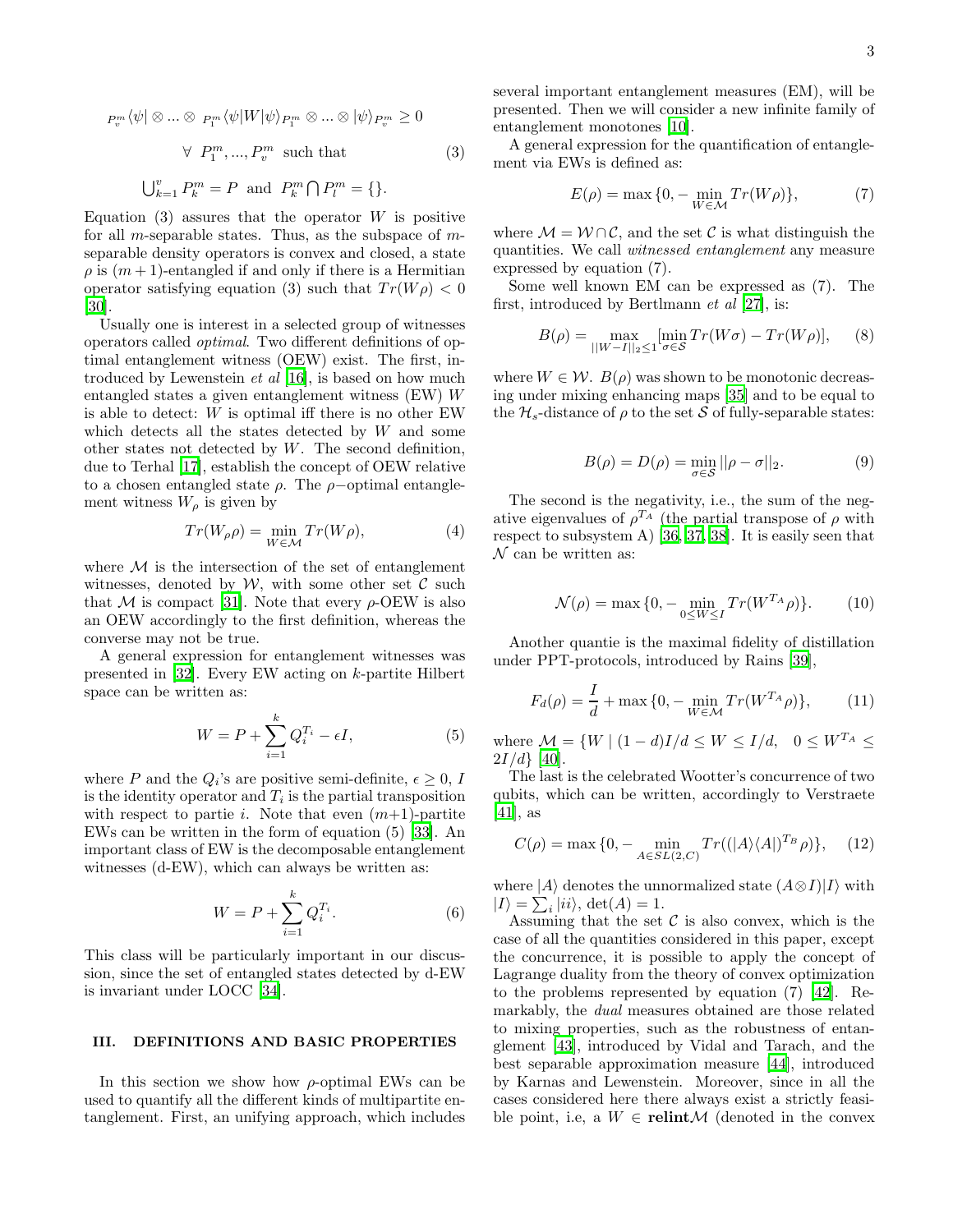$$
{}_{P_v^m}\langle\psi| \otimes ... \otimes {}_{P_1^m}\langle\psi|W|\psi\rangle_{P_1^m} \otimes ... \otimes |\psi\rangle_{P_v^m} \geq 0
$$

$$
\forall \;\; P_1^m, ..., P_v^m \;\; \text{such that} \tag{3}
$$

$$
\bigcup_{k=1}^{v} P_k^m = P \;\; \text{and} \;\; P_k^m \bigcap P_l^m = \{\}.
$$

Equation (3) assures that the operator $W$ is positive for all $m$-separable states. Thus, as the subspace of $m$-separable density operators is convex and closed, a state $\rho$ is $(m+1)$-entangled if and only if there is a Hermitian operator satisfying equation (3) such that $Tr(W\rho) < 0$ [30].

Usually one is interest in a selected group of witnesses operators called *optimal*. Two different definitions of optimal entanglement witness (OEW) exist. The first, introduced by Lewenstein *et al* [16], is based on how much entangled states a given entanglement witness (EW) $W$ is able to detect: $W$ is optimal iff there is no other EW which detects all the states detected by $W$ and some other states not detected by $W$. The second definition, due to Terhal [17], establish the concept of OEW relative to a chosen entangled state $\rho$. The $\rho-$optimal entanglement witness $W_\rho$ is given by

$$
Tr(W_\rho \rho) = \min_{W \in \mathcal{M}} Tr(W\rho), \tag{4}
$$

where $\mathcal{M}$ is the intersection of the set of entanglement witnesses, denoted by $\mathcal{W}$, with some other set $\mathcal{C}$ such that $\mathcal{M}$ is compact [31]. Note that every $\rho$-OEW is also an OEW accordingly to the first definition, whereas the converse may not be true.

A general expression for entanglement witnesses was presented in [32]. Every EW acting on $k$-partite Hilbert space can be written as:

$$
W = P + \sum_{i=1}^{k} Q_i^{T_i} - \epsilon I, \tag{5}
$$

where $P$ and the $Q_i$'s are positive semi-definite, $\epsilon \geq 0$, $I$ is the identity operator and $T_i$ is the partial transposition with respect to partie $i$. Note that even $(m+1)$-partite EWs can be written in the form of equation (5) [33]. An important class of EW is the decomposable entanglement witnesses (d-EW), which can always be written as:

$$
W = P + \sum_{i=1}^{k} Q_i^{T_i}. \tag{6}
$$

This class will be particularly important in our discussion, since the set of entangled states detected by d-EW is invariant under LOCC [34].

## III. DEFINITIONS AND BASIC PROPERTIES

In this section we show how $\rho$-optimal EWs can be used to quantify all the different kinds of multipartite entanglement. First, an unifying approach, which includes several important entanglement measures (EM), will be presented. Then we will consider a new infinite family of entanglement monotones [10].

A general expression for the quantification of entanglement via EWs is defined as:

$$
E(\rho) = \max\{0, -\min_{W \in \mathcal{M}} Tr(W\rho)\}, \tag{7}
$$

where $\mathcal{M} = \mathcal{W} \cap \mathcal{C}$, and the set $\mathcal{C}$ is what distinguish the quantities. We call *witnessed entanglement* any measure expressed by equation (7).

Some well known EM can be expressed as (7). The first, introduced by Bertlmann *et al* [27], is:

$$
B(\rho) = \max_{||W-I||_2 \leq 1} [\min_{\sigma \in \mathcal{S}} Tr(W\sigma) - Tr(W\rho)], \tag{8}
$$

where $W \in \mathcal{W}$. $B(\rho)$ was shown to be monotonic decreasing under mixing enhancing maps [35] and to be equal to the $\mathcal{H}_s$-distance of $\rho$ to the set $\mathcal{S}$ of fully-separable states:

$$
B(\rho) = D(\rho) = \min_{\sigma \in \mathcal{S}} ||\rho - \sigma||_2. \tag{9}
$$

The second is the negativity, i.e., the sum of the negative eigenvalues of $\rho^{T_A}$ (the partial transpose of $\rho$ with respect to subsystem A) [36, 37, 38]. It is easily seen that $\mathcal{N}$ can be written as:

$$
\mathcal{N}(\rho) = \max\{0, -\min_{0 \leq W \leq I} Tr(W^{T_A}\rho)\}. \tag{10}
$$

Another quantie is the maximal fidelity of distillation under PPT-protocols, introduced by Rains [39],

$$
F_d(\rho) = \frac{I}{d} + \max\{0, -\min_{W \in \mathcal{M}} Tr(W^{T_A}\rho)\}, \tag{11}
$$

where $\mathcal{M} = \{W \mid (1-d)I/d \leq W \leq I/d, \;\; 0 \leq W^{T_A} \leq 2I/d\}$ [40].

The last is the celebrated Wootter's concurrence of two qubits, which can be written, accordingly to Verstraete [41], as

$$
C(\rho) = \max\{0, -\min_{A \in SL(2,C)} Tr((|A\rangle\langle A|)^{T_B}\rho)\}, \tag{12}
$$

where $|A\rangle$ denotes the unnormalized state $(A \otimes I)|I\rangle$ with $|I\rangle = \sum_i |ii\rangle$, $\det(A) = 1$.

Assuming that the set $\mathcal{C}$ is also convex, which is the case of all the quantities considered in this paper, except the concurrence, it is possible to apply the concept of Lagrange duality from the theory of convex optimization to the problems represented by equation (7) [42]. Remarkably, the *dual* measures obtained are those related to mixing properties, such as the robustness of entanglement [43], introduced by Vidal and Tarach, and the best separable approximation measure [44], introduced by Karnas and Lewenstein. Moreover, since in all the cases considered here there always exist a strictly feasible point, i.e, a $W \in \textbf{relint}\mathcal{M}$ (denoted in the convex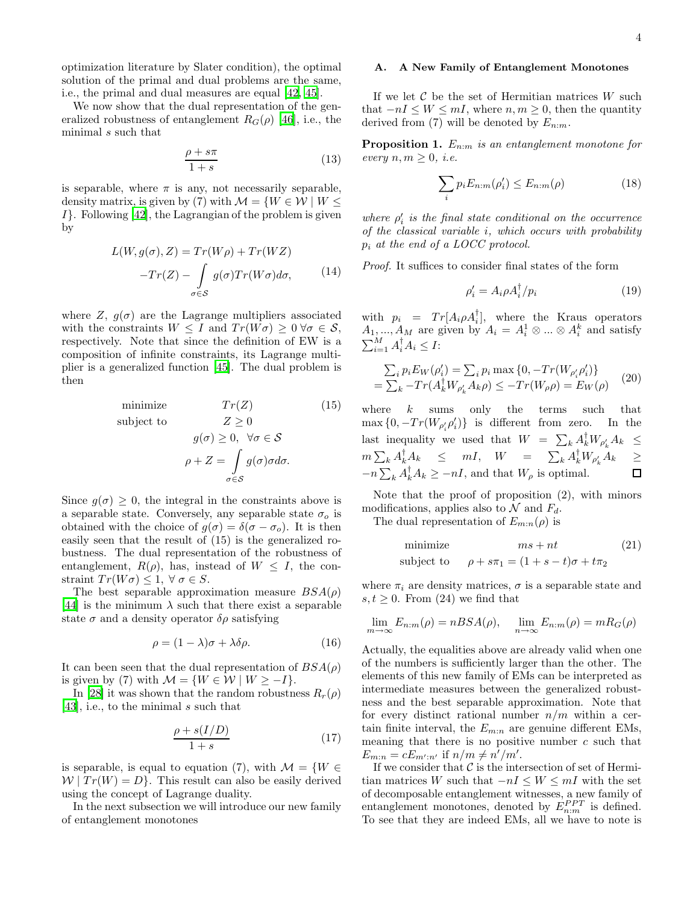optimization literature by Slater condition), the optimal solution of the primal and dual problems are the same, i.e., the primal and dual measures are equal [42, 45].

We now show that the dual representation of the generalized robustness of entanglement $R_G(\rho)$ [46], i.e., the minimal $s$ such that

$$\frac{\rho + s\pi}{1+s} \tag{13}$$

is separable, where $\pi$ is any, not necessarily separable, density matrix, is given by (7) with $\mathcal{M} = \{W \in \mathcal{W} \mid W \leq I\}$. Following [42], the Lagrangian of the problem is given by

$$\begin{aligned} L(W, g(\sigma), Z) &= Tr(W\rho) + Tr(WZ) \\ &- Tr(Z) - \int_{\sigma \in \mathcal{S}} g(\sigma) Tr(W\sigma) d\sigma, \end{aligned} \tag{14}$$

where $Z$, $g(\sigma)$ are the Lagrange multipliers associated with the constraints $W \leq I$ and $Tr(W\sigma) \geq 0 \, \forall \sigma \in \mathcal{S}$, respectively. Note that since the definition of EW is a composition of infinite constraints, its Lagrange multiplier is a generalized function [45]. The dual problem is then

$$\begin{aligned} \text{minimize} \quad & Tr(Z) \\ \text{subject to} \quad & Z \geq 0 \\ & g(\sigma) \geq 0, \ \ \forall \sigma \in \mathcal{S} \\ & \rho + Z = \int_{\sigma \in \mathcal{S}} g(\sigma) \sigma d\sigma. \end{aligned} \tag{15}$$

Since $g(\sigma) \geq 0$, the integral in the constraints above is a separable state. Conversely, any separable state $\sigma_o$ is obtained with the choice of $g(\sigma) = \delta(\sigma - \sigma_o)$. It is then easily seen that the result of (15) is the generalized robustness. The dual representation of the robustness of entanglement, $R(\rho)$, has, instead of $W \leq I$, the constraint $Tr(W\sigma) \leq 1, \ \forall \, \sigma \in S$.

The best separable approximation measure $BSA(\rho)$ [44] is the minimum $\lambda$ such that there exist a separable state $\sigma$ and a density operator $\delta\rho$ satisfying

$$\rho = (1-\lambda)\sigma + \lambda\delta\rho. \tag{16}$$

It can been seen that the dual representation of $BSA(\rho)$ is given by (7) with $\mathcal{M} = \{W \in \mathcal{W} \mid W \geq -I\}$.

In [28] it was shown that the random robustness $R_r(\rho)$ [43], i.e., to the minimal $s$ such that

$$\frac{\rho + s(I/D)}{1+s} \tag{17}$$

is separable, is equal to equation (7), with $\mathcal{M} = \{W \in \mathcal{W} \mid Tr(W) = D\}$. This result can also be easily derived using the concept of Lagrange duality.

In the next subsection we will introduce our new family of entanglement monotones

### A. A New Family of Entanglement Monotones

If we let $\mathcal{C}$ be the set of Hermitian matrices $W$ such that $-nI \leq W \leq mI$, where $n, m \geq 0$, then the quantity derived from (7) will be denoted by $E_{n:m}$.

**Proposition 1.** *$E_{n:m}$ is an entanglement monotone for every $n, m \geq 0$, i.e.*

$$\sum_i p_i E_{n:m}(\rho_i') \leq E_{n:m}(\rho) \tag{18}$$

*where $\rho_i'$ is the final state conditional on the occurrence of the classical variable $i$, which occurs with probability $p_i$ at the end of a LOCC protocol.*

*Proof.* It suffices to consider final states of the form

$$\rho_i' = A_i \rho A_i^\dagger / p_i \tag{19}$$

with $p_i = Tr[A_i \rho A_i^\dagger]$, where the Kraus operators $A_1, ..., A_M$ are given by $A_i = A_i^1 \otimes ... \otimes A_i^k$ and satisfy $\sum_{i=1}^M A_i^\dagger A_i \leq I$:

$$\begin{aligned} &\sum_i p_i E_W(\rho_i') = \sum_i p_i \max\{0, -Tr(W_{\rho_i'}\rho_i')\} \\ &= \sum_k -Tr(A_k^\dagger W_{\rho_k'} A_k \rho) \leq -Tr(W_\rho \rho) = E_W(\rho) \end{aligned} \tag{20}$$

where $k$ sums only the terms such that $\max\{0, -Tr(W_{\rho_i'}\rho_i')\}$ is different from zero. In the last inequality we used that $W = \sum_k A_k^\dagger W_{\rho_k'} A_k \leq m \sum_k A_k^\dagger A_k \leq mI$, $W = \sum_k A_k^\dagger W_{\rho_k'} A_k \geq -n \sum_k A_k^\dagger A_k \geq -nI$, and that $W_\rho$ is optimal. ◻

Note that the proof of proposition (2), with minors modifications, applies also to $\mathcal{N}$ and $F_d$.

The dual representation of $E_{m:n}(\rho)$ is

$$\begin{aligned} \text{minimize} \quad & ms + nt \\ \text{subject to} \quad & \rho + s\pi_1 = (1+s-t)\sigma + t\pi_2 \end{aligned} \tag{21}$$

where $\pi_i$ are density matrices, $\sigma$ is a separable state and $s, t \geq 0$. From (24) we find that

$$\lim_{m\to\infty} E_{n:m}(\rho) = nBSA(\rho), \quad \lim_{n\to\infty} E_{n:m}(\rho) = mR_G(\rho)$$

Actually, the equalities above are already valid when one of the numbers is sufficiently larger than the other. The elements of this new family of EMs can be interpreted as intermediate measures between the generalized robustness and the best separable approximation. Note that for every distinct rational number $n/m$ within a certain finite interval, the $E_{m:n}$ are genuine different EMs, meaning that there is no positive number $c$ such that $E_{m:n} = cE_{m':n'}$ if $n/m \neq n'/m'$.

If we consider that $\mathcal{C}$ is the intersection of set of Hermitian matrices $W$ such that $-nI \leq W \leq mI$ with the set of decomposable entanglement witnesses, a new family of entanglement monotones, denoted by $E_{n:m}^{PPT}$ is defined. To see that they are indeed EMs, all we have to note is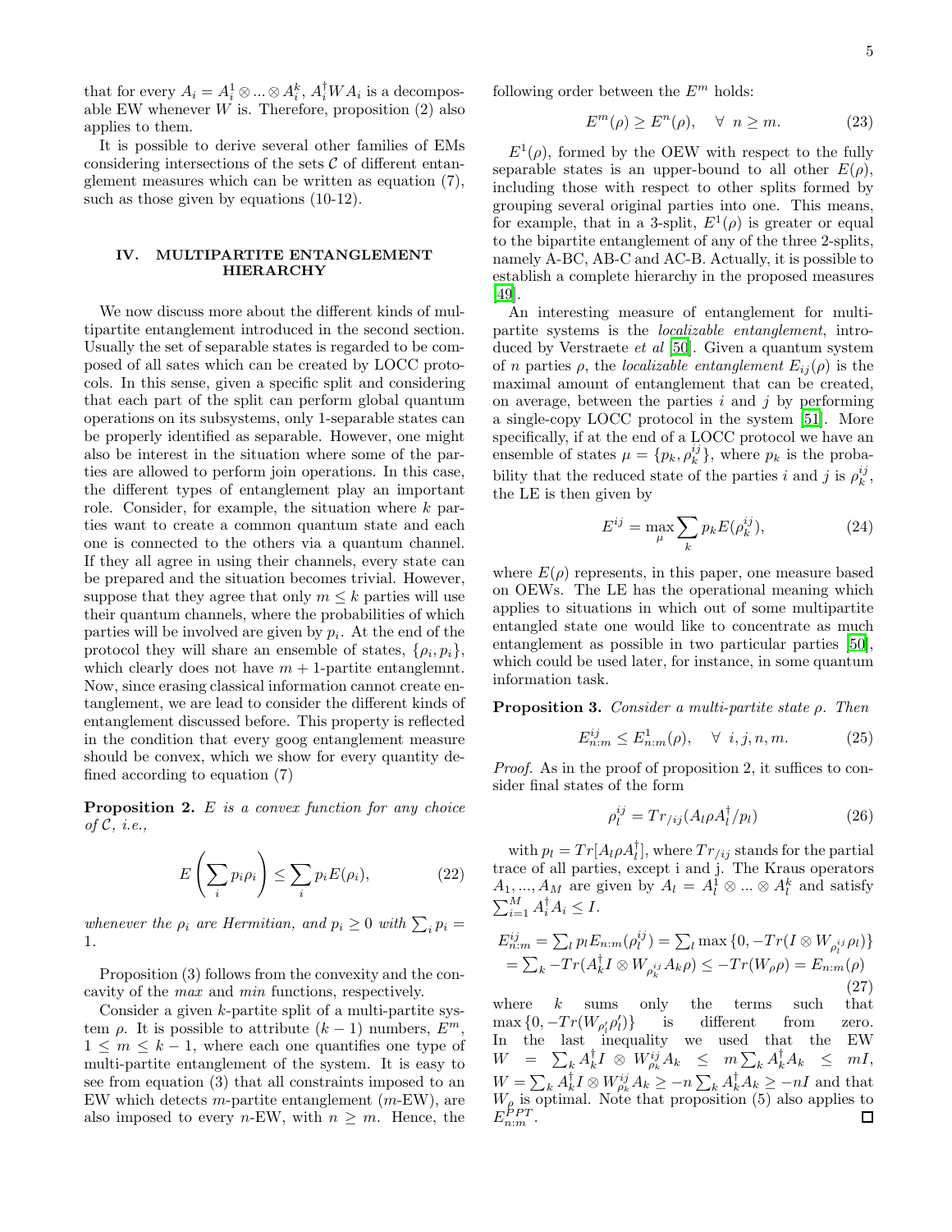that for every $A_i = A_i^1 \otimes ... \otimes A_i^k$, $A_i^\dagger W A_i$ is a decomposable EW whenever $W$ is. Therefore, proposition (2) also applies to them.

It is possible to derive several other families of EMs considering intersections of the sets $\mathcal{C}$ of different entanglement measures which can be written as equation (7), such as those given by equations (10-12).

## IV. MULTIPARTITE ENTANGLEMENT HIERARCHY

We now discuss more about the different kinds of multipartite entanglement introduced in the second section. Usually the set of separable states is regarded to be composed of all sates which can be created by LOCC protocols. In this sense, given a specific split and considering that each part of the split can perform global quantum operations on its subsystems, only 1-separable states can be properly identified as separable. However, one might also be interest in the situation where some of the parties are allowed to perform join operations. In this case, the different types of entanglement play an important role. Consider, for example, the situation where $k$ parties want to create a common quantum state and each one is connected to the others via a quantum channel. If they all agree in using their channels, every state can be prepared and the situation becomes trivial. However, suppose that they agree that only $m \leq k$ parties will use their quantum channels, where the probabilities of which parties will be involved are given by $p_i$. At the end of the protocol they will share an ensemble of states, $\{\rho_i, p_i\}$, which clearly does not have $m+1$-partite entanglemnt. Now, since erasing classical information cannot create entanglement, we are lead to consider the different kinds of entanglement discussed before. This property is reflected in the condition that every goog entanglement measure should be convex, which we show for every quantity defined according to equation (7)

**Proposition 2.** *$E$ is a convex function for any choice of $\mathcal{C}$, i.e.,*

$$E\left(\sum_i p_i \rho_i\right) \leq \sum_i p_i E(\rho_i), \tag{22}$$

*whenever the $\rho_i$ are Hermitian, and $p_i \geq 0$ with $\sum_i p_i = 1$.*

Proposition (3) follows from the convexity and the concavity of the *max* and *min* functions, respectively.

Consider a given $k$-partite split of a multi-partite system $\rho$. It is possible to attribute $(k-1)$ numbers, $E^m$, $1 \leq m \leq k-1$, where each one quantifies one type of multi-partite entanglement of the system. It is easy to see from equation (3) that all constraints imposed to an EW which detects $m$-partite entanglement ($m$-EW), are also imposed to every $n$-EW, with $n \geq m$. Hence, the following order between the $E^m$ holds:

$$E^m(\rho) \geq E^n(\rho), \quad \forall \; n \geq m. \tag{23}$$

$E^1(\rho)$, formed by the OEW with respect to the fully separable states is an upper-bound to all other $E(\rho)$, including those with respect to other splits formed by grouping several original parties into one. This means, for example, that in a 3-split, $E^1(\rho)$ is greater or equal to the bipartite entanglement of any of the three 2-splits, namely A-BC, AB-C and AC-B. Actually, it is possible to establish a complete hierarchy in the proposed measures [49].

An interesting measure of entanglement for multipartite systems is the *localizable entanglement*, introduced by Verstraete *et al* [50]. Given a quantum system of $n$ parties $\rho$, the *localizable entanglement* $E_{ij}(\rho)$ is the maximal amount of entanglement that can be created, on average, between the parties $i$ and $j$ by performing a single-copy LOCC protocol in the system [51]. More specifically, if at the end of a LOCC protocol we have an ensemble of states $\mu = \{p_k, \rho_k^{ij}\}$, where $p_k$ is the probability that the reduced state of the parties $i$ and $j$ is $\rho_k^{ij}$, the LE is then given by

$$E^{ij} = \max_{\mu} \sum_k p_k E(\rho_k^{ij}), \tag{24}$$

where $E(\rho)$ represents, in this paper, one measure based on OEWs. The LE has the operational meaning which applies to situations in which out of some multipartite entangled state one would like to concentrate as much entanglement as possible in two particular parties [50], which could be used later, for instance, in some quantum information task.

**Proposition 3.** *Consider a multi-partite state $\rho$. Then*

$$E_{n:m}^{ij} \leq E_{n:m}^1(\rho), \quad \forall \; i,j,n,m. \tag{25}$$

*Proof.* As in the proof of proposition 2, it suffices to consider final states of the form

$$\rho_l^{ij} = Tr_{/ij}(A_l \rho A_l^\dagger / p_l) \tag{26}$$

with $p_l = Tr[A_l \rho A_l^\dagger]$, where $Tr_{/ij}$ stands for the partial trace of all parties, except i and j. The Kraus operators $A_1, ..., A_M$ are given by $A_l = A_l^1 \otimes ... \otimes A_l^k$ and satisfy $\sum_{i=1}^M A_i^\dagger A_i \leq I$.

$$\begin{aligned} E_{n:m}^{ij} &= \textstyle\sum_l p_l E_{n:m}(\rho_l^{ij}) = \sum_l \max\{0, -Tr(I \otimes W_{\rho_l^{ij}} \rho_l)\} \\ &= \textstyle\sum_k -Tr(A_k^\dagger I \otimes W_{\rho_k^{ij}} A_k \rho) \leq -Tr(W_\rho \rho) = E_{n:m}(\rho) \end{aligned} \tag{27}$$

where $k$ sums only the terms such that $\max\{0, -Tr(W_{\rho_l'} \rho_l')\}$ is different from zero. In the last inequality we used that the EW $W = \sum_k A_k^\dagger I \otimes W_{\rho_k}^{ij} A_k \leq m \sum_k A_k^\dagger A_k \leq mI$, $W = \sum_k A_k^\dagger I \otimes W_{\rho_k}^{ij} A_k \geq -n \sum_k A_k^\dagger A_k \geq -nI$ and that $W_\rho$ is optimal. Note that proposition (5) also applies to $E_{n:m}^{PPT}$. ☐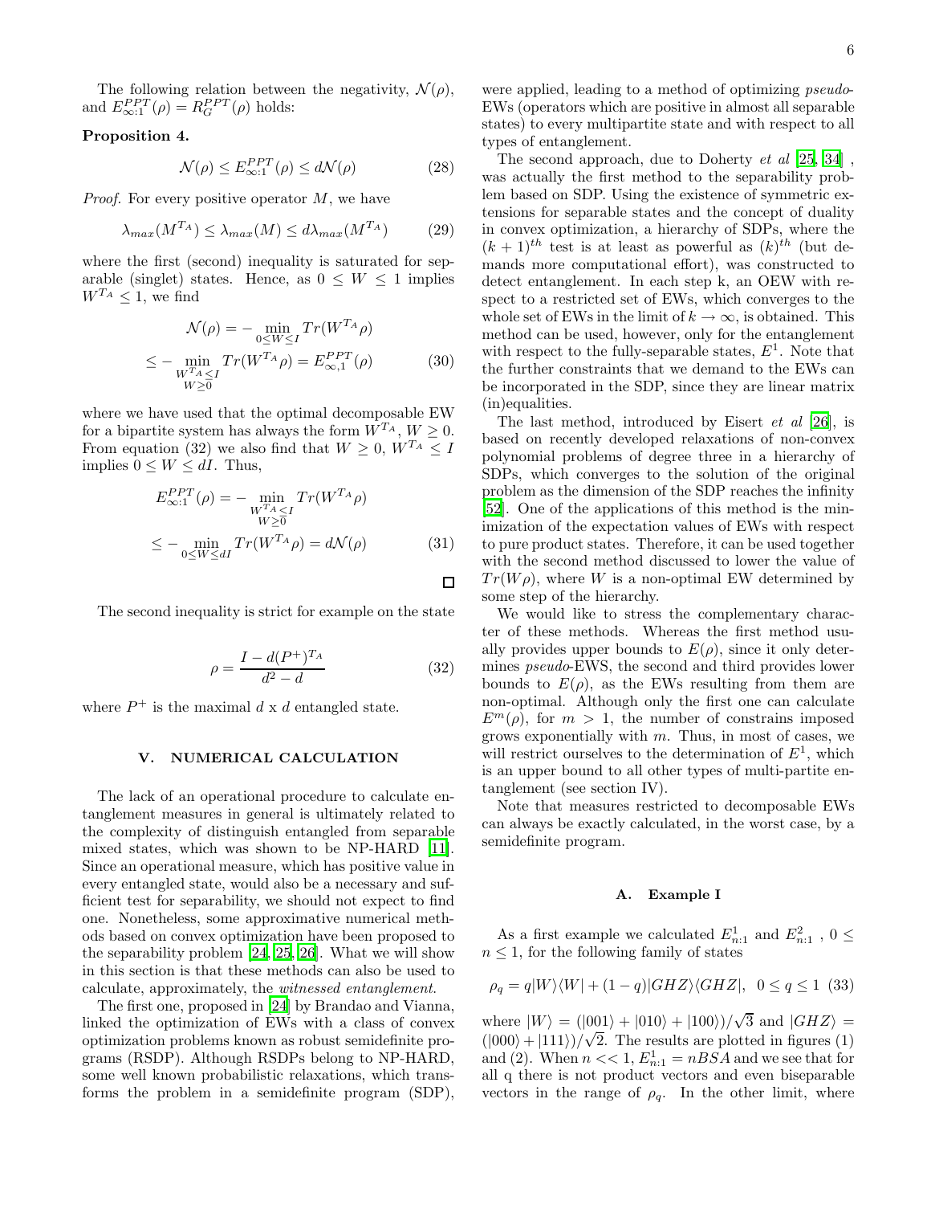The following relation between the negativity, $\mathcal{N}(\rho)$, and $E^{PPT}_{\infty:1}(\rho) = R^{PPT}_G(\rho)$ holds:

**Proposition 4.**

$$\mathcal{N}(\rho) \leq E^{PPT}_{\infty:1}(\rho) \leq d\mathcal{N}(\rho) \tag{28}$$

*Proof.* For every positive operator $M$, we have

$$\lambda_{max}(M^{T_A}) \leq \lambda_{max}(M) \leq d\lambda_{max}(M^{T_A}) \tag{29}$$

where the first (second) inequality is saturated for separable (singlet) states. Hence, as $0 \leq W \leq 1$ implies $W^{T_A} \leq 1$, we find

$$\begin{aligned} \mathcal{N}(\rho) &= -\min_{0 \leq W \leq I} Tr(W^{T_A}\rho) \\ &\leq -\min_{\substack{W^{T_A} \leq I \\ W \geq 0}} Tr(W^{T_A}\rho) = E^{PPT}_{\infty,1}(\rho) \end{aligned} \tag{30}$$

where we have used that the optimal decomposable EW for a bipartite system has always the form $W^{T_A}$, $W \geq 0$. From equation (32) we also find that $W \geq 0$, $W^{T_A} \leq I$ implies $0 \leq W \leq dI$. Thus,

$$\begin{aligned} E^{PPT}_{\infty:1}(\rho) &= -\min_{\substack{W^{T_A} \leq I \\ W \geq 0}} Tr(W^{T_A}\rho) \\ &\leq -\min_{0 \leq W \leq dI} Tr(W^{T_A}\rho) = d\mathcal{N}(\rho) \end{aligned} \tag{31}$$

□

The second inequality is strict for example on the state

$$\rho = \frac{I - d(P^+)^{T_A}}{d^2 - d} \tag{32}$$

where $P^+$ is the maximal $d$ x $d$ entangled state.

## V. NUMERICAL CALCULATION

The lack of an operational procedure to calculate entanglement measures in general is ultimately related to the complexity of distinguish entangled from separable mixed states, which was shown to be NP-HARD [11]. Since an operational measure, which has positive value in every entangled state, would also be a necessary and sufficient test for separability, we should not expect to find one. Nonetheless, some approximative numerical methods based on convex optimization have been proposed to the separability problem [24, 25, 26]. What we will show in this section is that these methods can also be used to calculate, approximately, the *witnessed entanglement*.

The first one, proposed in [24] by Brandao and Vianna, linked the optimization of EWs with a class of convex optimization problems known as robust semidefinite programs (RSDP). Although RSDPs belong to NP-HARD, some well known probabilistic relaxations, which transforms the problem in a semidefinite program (SDP), were applied, leading to a method of optimizing *pseudo*-EWs (operators which are positive in almost all separable states) to every multipartite state and with respect to all types of entanglement.

The second approach, due to Doherty *et al* [25, 34], was actually the first method to the separability problem based on SDP. Using the existence of symmetric extensions for separable states and the concept of duality in convex optimization, a hierarchy of SDPs, where the $(k+1)^{th}$ test is at least as powerful as $(k)^{th}$ (but demands more computational effort), was constructed to detect entanglement. In each step k, an OEW with respect to a restricted set of EWs, which converges to the whole set of EWs in the limit of $k \to \infty$, is obtained. This method can be used, however, only for the entanglement with respect to the fully-separable states, $E^1$. Note that the further constraints that we demand to the EWs can be incorporated in the SDP, since they are linear matrix (in)equalities.

The last method, introduced by Eisert *et al* [26], is based on recently developed relaxations of non-convex polynomial problems of degree three in a hierarchy of SDPs, which converges to the solution of the original problem as the dimension of the SDP reaches the infinity [52]. One of the applications of this method is the minimization of the expectation values of EWs with respect to pure product states. Therefore, it can be used together with the second method discussed to lower the value of $Tr(W\rho)$, where $W$ is a non-optimal EW determined by some step of the hierarchy.

We would like to stress the complementary character of these methods. Whereas the first method usually provides upper bounds to $E(\rho)$, since it only determines *pseudo*-EWS, the second and third provides lower bounds to $E(\rho)$, as the EWs resulting from them are non-optimal. Although only the first one can calculate $E^m(\rho)$, for $m > 1$, the number of constrains imposed grows exponentially with $m$. Thus, in most of cases, we will restrict ourselves to the determination of $E^1$, which is an upper bound to all other types of multi-partite entanglement (see section IV).

Note that measures restricted to decomposable EWs can always be exactly calculated, in the worst case, by a semidefinite program.

### A. Example I

As a first example we calculated $E^1_{n:1}$ and $E^2_{n:1}$, $0 \leq n \leq 1$, for the following family of states

$$\rho_q = q|W\rangle\langle W| + (1-q)|GHZ\rangle\langle GHZ|, \quad 0 \leq q \leq 1 \tag{33}$$

where $|W\rangle = (|001\rangle + |010\rangle + |100\rangle)/\sqrt{3}$ and $|GHZ\rangle = (|000\rangle + |111\rangle)/\sqrt{2}$. The results are plotted in figures (1) and (2). When $n << 1$, $E^1_{n:1} = nBSA$ and we see that for all q there is not product vectors and even biseparable vectors in the range of $\rho_q$. In the other limit, where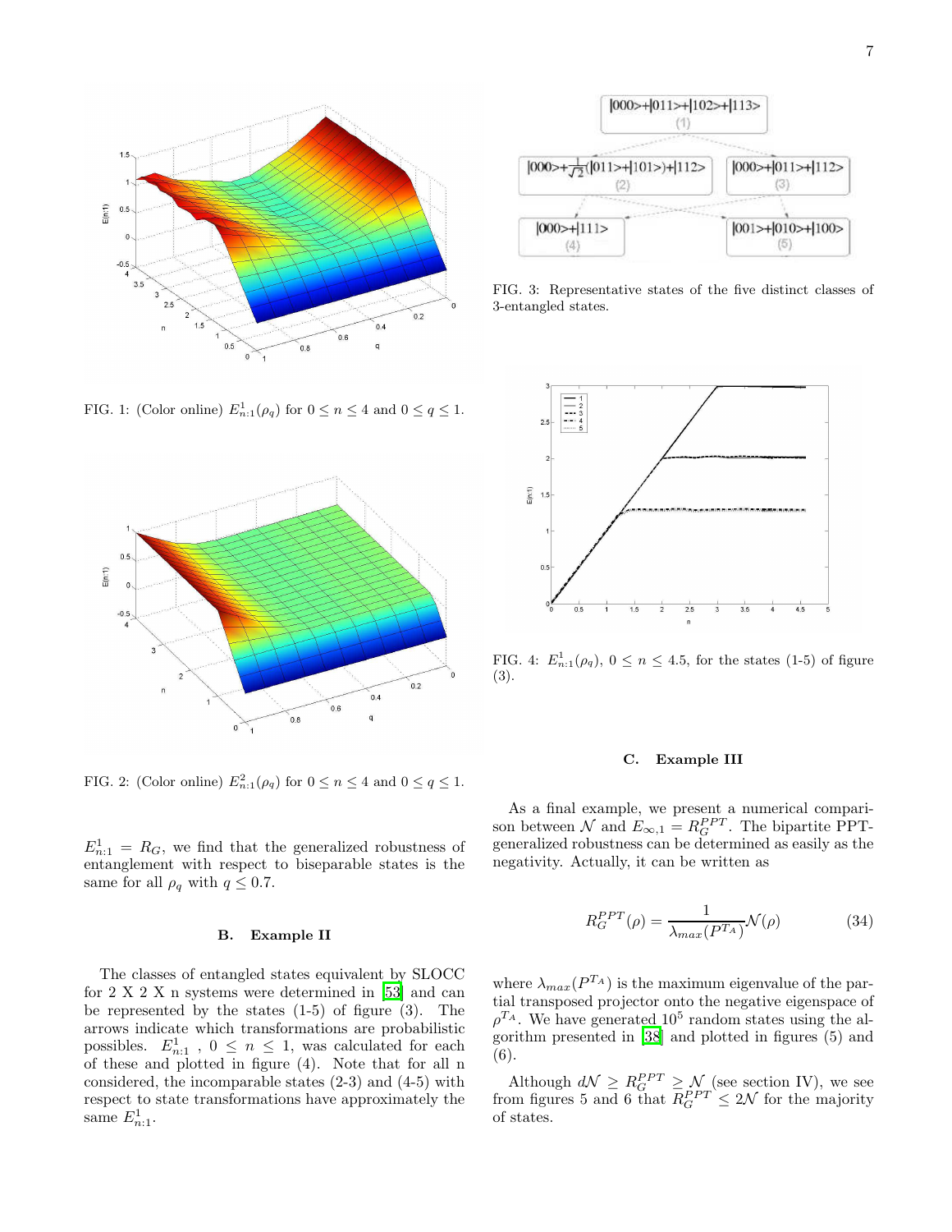FIG. 1: (Color online) $E^1_{n:1}(\rho_q)$ for $0 \leq n \leq 4$ and $0 \leq q \leq 1$.

FIG. 2: (Color online) $E^2_{n:1}(\rho_q)$ for $0 \leq n \leq 4$ and $0 \leq q \leq 1$.

$E^1_{n:1} = R_G$, we find that the generalized robustness of entanglement with respect to biseparable states is the same for all $\rho_q$ with $q \leq 0.7$.

### B. Example II

The classes of entangled states equivalent by SLOCC for 2 X 2 X n systems were determined in [53] and can be represented by the states (1-5) of figure (3). The arrows indicate which transformations are probabilistic possibles. $E^1_{n:1}$ , $0 \leq n \leq 1$, was calculated for each of these and plotted in figure (4). Note that for all n considered, the incomparable states (2-3) and (4-5) with respect to state transformations have approximately the same $E^1_{n:1}$.

FIG. 3: Representative states of the five distinct classes of 3-entangled states.

FIG. 4: $E^1_{n:1}(\rho_q)$, $0 \leq n \leq 4.5$, for the states (1-5) of figure (3).

### C. Example III

As a final example, we present a numerical comparison between $\mathcal{N}$ and $E_{\infty,1} = R_G^{PPT}$. The bipartite PPT-generalized robustness can be determined as easily as the negativity. Actually, it can be written as

$$R_G^{PPT}(\rho) = \frac{1}{\lambda_{max}(P^{T_A})}\mathcal{N}(\rho) \tag{34}$$

where $\lambda_{max}(P^{T_A})$ is the maximum eigenvalue of the partial transposed projector onto the negative eigenspace of $\rho^{T_A}$. We have generated $10^5$ random states using the algorithm presented in [38] and plotted in figures (5) and (6).

Although $d\mathcal{N} \geq R_G^{PPT} \geq \mathcal{N}$ (see section IV), we see from figures 5 and 6 that $R_G^{PPT} \leq 2\mathcal{N}$ for the majority of states.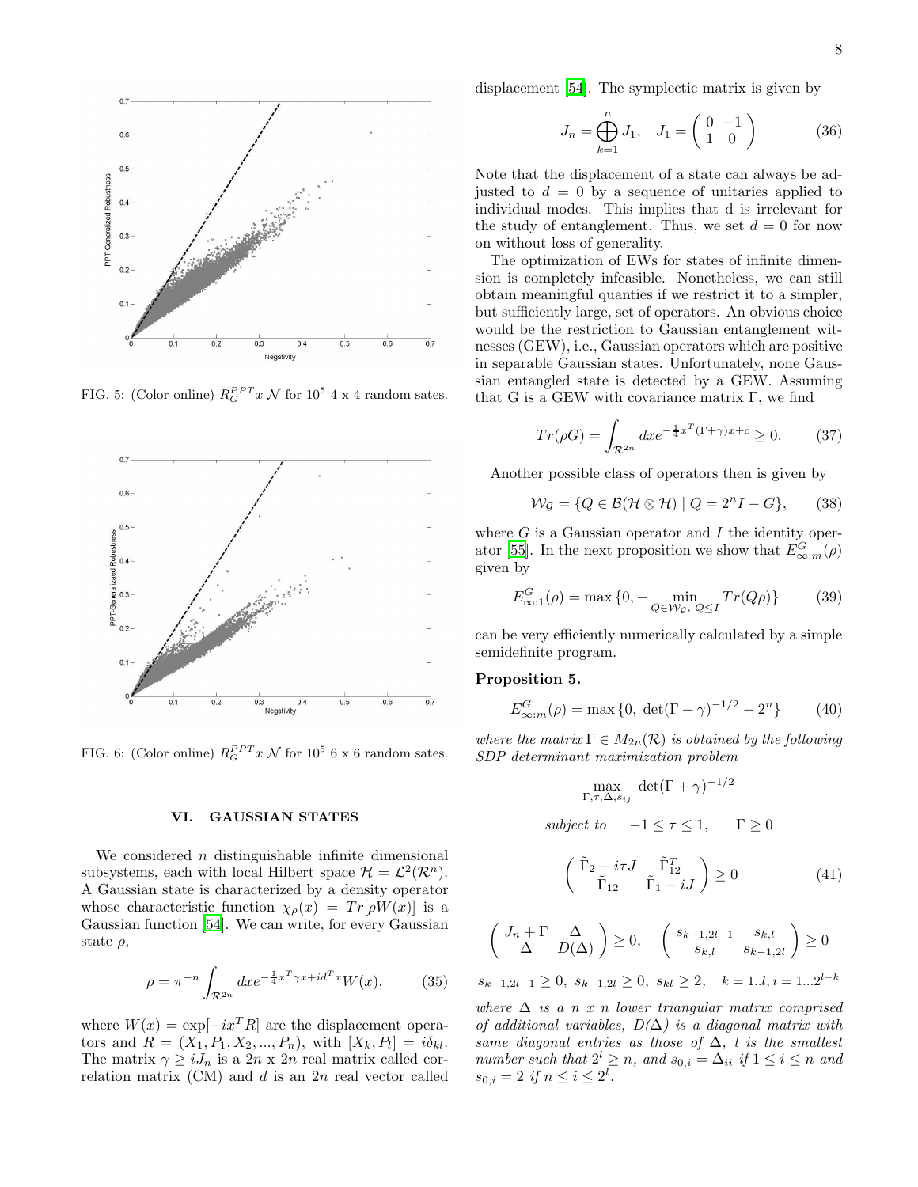FIG. 5: (Color online) $R_G^{PPT} x\ \mathcal{N}$ for $10^5$ 4 x 4 random sates.

FIG. 6: (Color online) $R_G^{PPT} x\ \mathcal{N}$ for $10^5$ 6 x 6 random sates.

## VI. GAUSSIAN STATES

We considered $n$ distinguishable infinite dimensional subsystems, each with local Hilbert space $\mathcal{H} = \mathcal{L}^2(\mathcal{R}^n)$. A Gaussian state is characterized by a density operator whose characteristic function $\chi_\rho(x) = Tr[\rho W(x)]$ is a Gaussian function [54]. We can write, for every Gaussian state $\rho$,

$$\rho = \pi^{-n} \int_{\mathcal{R}^{2n}} dx e^{-\frac{1}{4}x^T \gamma x + i d^T x} W(x), \tag{35}$$

where $W(x) = \exp[-ix^T R]$ are the displacement operators and $R = (X_1, P_1, X_2, ..., P_n)$, with $[X_k, P_l] = i\delta_{kl}$. The matrix $\gamma \geq iJ_n$ is a $2n$ x $2n$ real matrix called correlation matrix (CM) and $d$ is an $2n$ real vector called displacement [54]. The symplectic matrix is given by

$$J_n = \bigoplus_{k=1}^{n} J_1, \quad J_1 = \begin{pmatrix} 0 & -1 \\ 1 & 0 \end{pmatrix} \tag{36}$$

Note that the displacement of a state can always be adjusted to $d = 0$ by a sequence of unitaries applied to individual modes. This implies that d is irrelevant for the study of entanglement. Thus, we set $d = 0$ for now on without loss of generality.

The optimization of EWs for states of infinite dimension is completely infeasible. Nonetheless, we can still obtain meaningful quanties if we restrict it to a simpler, but sufficiently large, set of operators. An obvious choice would be the restriction to Gaussian entanglement witnesses (GEW), i.e., Gaussian operators which are positive in separable Gaussian states. Unfortunately, none Gaussian entangled state is detected by a GEW. Assuming that G is a GEW with covariance matrix $\Gamma$, we find

$$Tr(\rho G) = \int_{\mathcal{R}^{2n}} dx e^{-\frac{1}{4}x^T(\Gamma + \gamma)x + c} \geq 0. \tag{37}$$

Another possible class of operators then is given by

$$\mathcal{W}_{\mathcal{G}} = \{Q \in \mathcal{B}(\mathcal{H} \otimes \mathcal{H}) \mid Q = 2^n I - G\}, \tag{38}$$

where $G$ is a Gaussian operator and $I$ the identity operator [55]. In the next proposition we show that $E^G_{\infty:m}(\rho)$ given by

$$E^G_{\infty:1}(\rho) = \max\{0, -\min_{Q \in \mathcal{W}_{\mathcal{G}},\ Q \leq I} Tr(Q\rho)\} \tag{39}$$

can be very efficiently numerically calculated by a simple semidefinite program.

**Proposition 5.**

$$E^G_{\infty:m}(\rho) = \max\{0,\ \det(\Gamma + \gamma)^{-1/2} - 2^n\} \tag{40}$$

*where the matrix $\Gamma \in M_{2n}(\mathcal{R})$ is obtained by the following SDP determinant maximization problem*

$$\max_{\Gamma, \tau, \Delta, s_{ij}} \ \det(\Gamma + \gamma)^{-1/2}$$

$$\textit{subject to} \quad -1 \leq \tau \leq 1, \quad \Gamma \geq 0$$

$$\begin{pmatrix} \tilde{\Gamma}_2 + i\tau J & \tilde{\Gamma}_{12}^T \\ \tilde{\Gamma}_{12} & \tilde{\Gamma}_1 - iJ \end{pmatrix} \geq 0 \tag{41}$$

$$\begin{pmatrix} J_n + \Gamma & \Delta \\ \Delta & D(\Delta) \end{pmatrix} \geq 0, \quad \begin{pmatrix} s_{k-1,2l-1} & s_{k,l} \\ s_{k,l} & s_{k-1,2l} \end{pmatrix} \geq 0$$

$$s_{k-1,2l-1} \geq 0,\ s_{k-1,2l} \geq 0,\ s_{kl} \geq 2, \quad k = 1..l, i = 1...2^{l-k}$$

*where $\Delta$ is a n x n lower triangular matrix comprised of additional variables, $D(\Delta)$ is a diagonal matrix with same diagonal entries as those of $\Delta$, $l$ is the smallest number such that $2^l \geq n$, and $s_{0,i} = \Delta_{ii}$ if $1 \leq i \leq n$ and $s_{0,i} = 2$ if $n \leq i \leq 2^l$.*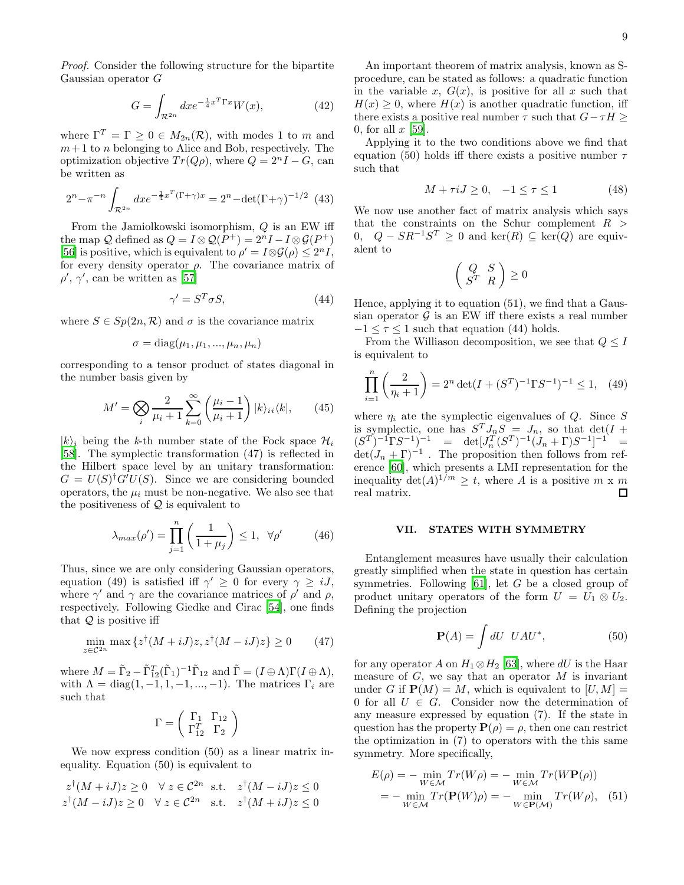*Proof.* Consider the following structure for the bipartite Gaussian operator $G$

$$G = \int_{\mathcal{R}^{2n}} dx e^{-\frac{1}{4}x^T \Gamma x} W(x), \tag{42}$$

where $\Gamma^T = \Gamma \geq 0 \in M_{2n}(\mathcal{R})$, with modes 1 to $m$ and $m+1$ to $n$ belonging to Alice and Bob, respectively. The optimization objective $Tr(Q\rho)$, where $Q = 2^n I - G$, can be written as

$$2^n - \pi^{-n} \int_{\mathcal{R}^{2n}} dx e^{-\frac{1}{4}x^T(\Gamma+\gamma)x} = 2^n - \det(\Gamma+\gamma)^{-1/2} \tag{43}$$

From the Jamiolkowski isomorphism, $Q$ is an EW iff the map $\mathcal{Q}$ defined as $Q = I \otimes \mathcal{Q}(P^+) = 2^n I - I \otimes \mathcal{G}(P^+)$ [56] is positive, which is equivalent to $\rho' = I \otimes \mathcal{G}(\rho) \leq 2^n I$, for every density operator $\rho$. The covariance matrix of $\rho'$, $\gamma'$, can be written as [57]

$$\gamma' = S^T \sigma S, \tag{44}$$

where $S \in Sp(2n, \mathcal{R})$ and $\sigma$ is the covariance matrix

$$\sigma = \text{diag}(\mu_1, \mu_1, ..., \mu_n, \mu_n)$$

corresponding to a tensor product of states diagonal in the number basis given by

$$M' = \bigotimes_i \frac{2}{\mu_i + 1} \sum_{k=0}^{\infty} \left( \frac{\mu_i - 1}{\mu_i + 1} \right) |k\rangle_{ii}\langle k|, \tag{45}$$

$|k\rangle_i$ being the $k$-th number state of the Fock space $\mathcal{H}_i$ [58]. The symplectic transformation (47) is reflected in the Hilbert space level by an unitary transformation: $G = U(S)^\dagger G' U(S)$. Since we are considering bounded operators, the $\mu_i$ must be non-negative. We also see that the positiveness of $\mathcal{Q}$ is equivalent to

$$\lambda_{max}(\rho') = \prod_{j=1}^{n} \left( \frac{1}{1+\mu_j} \right) \leq 1, \ \ \forall \rho' \tag{46}$$

Thus, since we are only considering Gaussian operators, equation (49) is satisfied iff $\gamma' \geq 0$ for every $\gamma \geq iJ$, where $\gamma'$ and $\gamma$ are the covariance matrices of $\rho'$ and $\rho$, respectively. Following Giedke and Cirac [54], one finds that $\mathcal{Q}$ is positive iff

$$\min_{z \in \mathcal{C}^{2n}} \max \{ z^\dagger (M + iJ) z, z^\dagger (M - iJ) z \} \geq 0 \tag{47}$$

where $M = \tilde{\Gamma}_2 - \tilde{\Gamma}_{12}^T (\tilde{\Gamma}_1)^{-1} \tilde{\Gamma}_{12}$ and $\tilde{\Gamma} = (I \oplus \Lambda)\Gamma(I \oplus \Lambda)$, with $\Lambda = \text{diag}(1, -1, 1, -1, ..., -1)$. The matrices $\Gamma_i$ are such that

$$\Gamma = \begin{pmatrix} \Gamma_1 & \Gamma_{12} \\ \Gamma_{12}^T & \Gamma_2 \end{pmatrix}$$

We now express condition (50) as a linear matrix inequality. Equation (50) is equivalent to

$$\begin{aligned} z^\dagger (M + iJ) z \geq 0 \quad \forall \ z \in \mathcal{C}^{2n} \quad \text{s.t.} \quad z^\dagger (M - iJ) z \leq 0 \\ z^\dagger (M - iJ) z \geq 0 \quad \forall \ z \in \mathcal{C}^{2n} \quad \text{s.t.} \quad z^\dagger (M + iJ) z \leq 0 \end{aligned}$$

An important theorem of matrix analysis, known as S-procedure, can be stated as follows: a quadratic function in the variable $x$, $G(x)$, is positive for all $x$ such that $H(x) \geq 0$, where $H(x)$ is another quadratic function, iff there exists a positive real number $\tau$ such that $G - \tau H \geq 0$, for all $x$ [59].

Applying it to the two conditions above we find that equation (50) holds iff there exists a positive number $\tau$ such that

$$M + \tau i J \geq 0, \quad -1 \leq \tau \leq 1 \tag{48}$$

We now use another fact of matrix analysis which says that the constraints on the Schur complement $R > 0, \ \ Q - SR^{-1}S^T \geq 0$ and $\ker(R) \subseteq \ker(Q)$ are equivalent to

$$\begin{pmatrix} Q & S \\ S^T & R \end{pmatrix} \geq 0$$

Hence, applying it to equation (51), we find that a Gaussian operator $\mathcal{G}$ is an EW iff there exists a real number $-1 \leq \tau \leq 1$ such that equation (44) holds.

From the Williason decomposition, we see that $Q \leq I$ is equivalent to

$$\prod_{i=1}^{n} \left( \frac{2}{\eta_i + 1} \right) = 2^n \det(I + (S^T)^{-1} \Gamma S^{-1})^{-1} \leq 1, \tag{49}$$

where $\eta_i$ ate the symplectic eigenvalues of $Q$. Since $S$ is symplectic, one has $S^T J_n S = J_n$, so that $\det(I + (S^T)^{-1} \Gamma S^{-1})^{-1} = \det[J_n^T (S^T)^{-1} (J_n + \Gamma) S^{-1}]^{-1} = \det(J_n + \Gamma)^{-1}$ . The proposition then follows from reference [60], which presents a LMI representation for the inequality $\det(A)^{1/m} \geq t$, where $A$ is a positive $m$ x $m$ real matrix. □

## VII. STATES WITH SYMMETRY

Entanglement measures have usually their calculation greatly simplified when the state in question has certain symmetries. Following [61], let $G$ be a closed group of product unitary operators of the form $U = U_1 \otimes U_2$. Defining the projection

$$\mathbf{P}(A) = \int dU \ \ UAU^*, \tag{50}$$

for any operator $A$ on $H_1 \otimes H_2$ [63], where $dU$ is the Haar measure of $G$, we say that an operator $M$ is invariant under $G$ if $\mathbf{P}(M) = M$, which is equivalent to $[U, M] = 0$ for all $U \in G$. Consider now the determination of any measure expressed by equation (7). If the state in question has the property $\mathbf{P}(\rho) = \rho$, then one can restrict the optimization in (7) to operators with the this same symmetry. More specifically,

$$\begin{aligned} E(\rho) &= - \min_{W \in \mathcal{M}} Tr(W\rho) = - \min_{W \in \mathcal{M}} Tr(W\mathbf{P}(\rho)) \\ &= - \min_{W \in \mathcal{M}} Tr(\mathbf{P}(W)\rho) = - \min_{W \in \mathbf{P}(\mathcal{M})} Tr(W\rho), \end{aligned} \tag{51}$$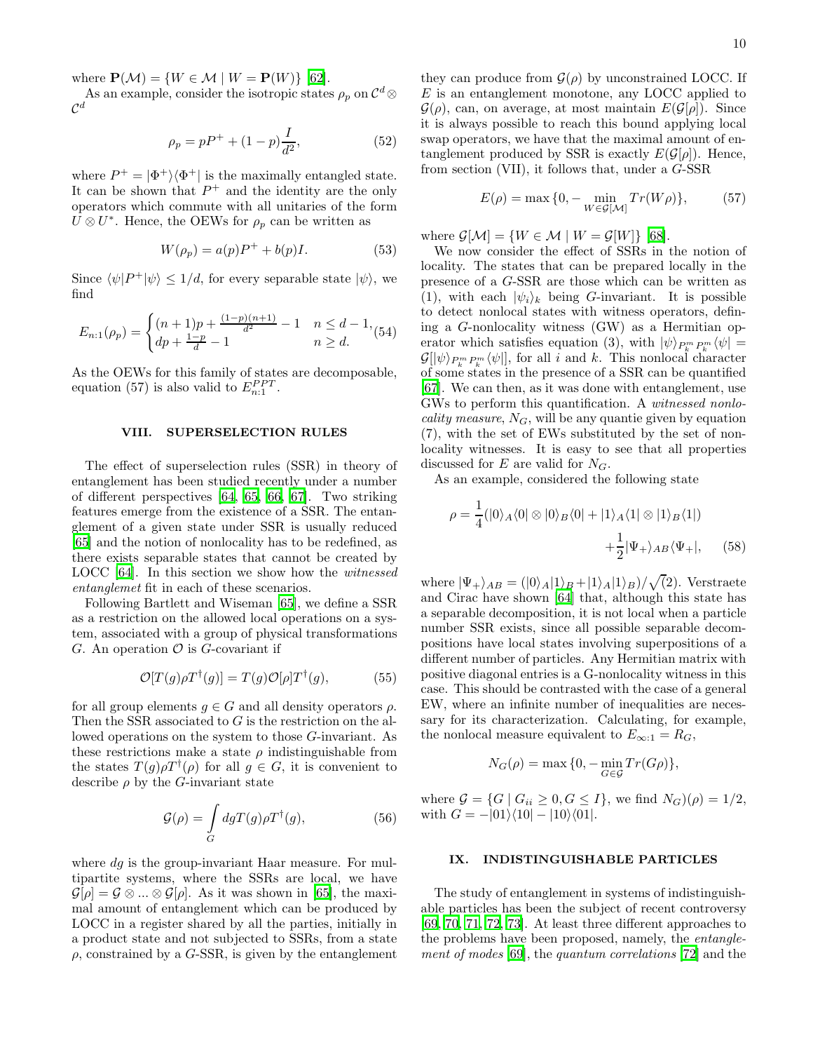where $\mathbf{P}(\mathcal{M}) = \{W \in \mathcal{M} \mid W = \mathbf{P}(W)\}$ [62].

As an example, consider the isotropic states $\rho_p$ on $\mathcal{C}^d \otimes \mathcal{C}^d$

$$\rho_p = pP^+ + (1-p)\frac{I}{d^2}, \tag{52}$$

where $P^+ = |\Phi^+\rangle\langle\Phi^+|$ is the maximally entangled state. It can be shown that $P^+$ and the identity are the only operators which commute with all unitaries of the form $U \otimes U^*$. Hence, the OEWs for $\rho_p$ can be written as

$$W(\rho_p) = a(p)P^+ + b(p)I. \tag{53}$$

Since $\langle\psi|P^+|\psi\rangle \leq 1/d$, for every separable state $|\psi\rangle$, we find

$$E_{n:1}(\rho_p) = \begin{cases} (n+1)p + \frac{(1-p)(n+1)}{d^2} - 1 & n \leq d-1, \\ dp + \frac{1-p}{d} - 1 & n \geq d. \end{cases} \tag{54}$$

As the OEWs for this family of states are decomposable, equation (57) is also valid to $E^{PPT}_{n:1}$.

## VIII. SUPERSELECTION RULES

The effect of superselection rules (SSR) in theory of entanglement has been studied recently under a number of different perspectives [64, 65, 66, 67]. Two striking features emerge from the existence of a SSR. The entanglement of a given state under SSR is usually reduced [65] and the notion of nonlocality has to be redefined, as there exists separable states that cannot be created by LOCC [64]. In this section we show how the *witnessed entanglemet* fit in each of these scenarios.

Following Bartlett and Wiseman [65], we define a SSR as a restriction on the allowed local operations on a system, associated with a group of physical transformations $G$. An operation $\mathcal{O}$ is $G$-covariant if

$$\mathcal{O}[T(g)\rho T^\dagger(g)] = T(g)\mathcal{O}[\rho]T^\dagger(g), \tag{55}$$

for all group elements $g \in G$ and all density operators $\rho$. Then the SSR associated to $G$ is the restriction on the allowed operations on the system to those $G$-invariant. As these restrictions make a state $\rho$ indistinguishable from the states $T(g)\rho T^\dagger(\rho)$ for all $g \in G$, it is convenient to describe $\rho$ by the $G$-invariant state

$$\mathcal{G}(\rho) = \int_G dg T(g)\rho T^\dagger(g), \tag{56}$$

where $dg$ is the group-invariant Haar measure. For multipartite systems, where the SSRs are local, we have $\mathcal{G}[\rho] = \mathcal{G} \otimes ... \otimes \mathcal{G}[\rho]$. As it was shown in [65], the maximal amount of entanglement which can be produced by LOCC in a register shared by all the parties, initially in a product state and not subjected to SSRs, from a state $\rho$, constrained by a $G$-SSR, is given by the entanglement they can produce from $\mathcal{G}(\rho)$ by unconstrained LOCC. If $E$ is an entanglement monotone, any LOCC applied to $\mathcal{G}(\rho)$, can, on average, at most maintain $E(\mathcal{G}[\rho])$. Since it is always possible to reach this bound applying local swap operators, we have that the maximal amount of entanglement produced by SSR is exactly $E(\mathcal{G}[\rho])$. Hence, from section (VII), it follows that, under a $G$-SSR

$$E(\rho) = \max\{0, -\min_{W \in \mathcal{G}[\mathcal{M}]} Tr(W\rho)\}, \tag{57}$$

where $\mathcal{G}[\mathcal{M}] = \{W \in \mathcal{M} \mid W = \mathcal{G}[W]\}$ [68].

We now consider the effect of SSRs in the notion of locality. The states that can be prepared locally in the presence of a $G$-SSR are those which can be written as (1), with each $|\psi_i\rangle_k$ being $G$-invariant. It is possible to detect nonlocal states with witness operators, defining a $G$-nonlocality witness (GW) as a Hermitian operator which satisfies equation (3), with $|\psi\rangle_{P^m_k P^m_k}\langle\psi| = \mathcal{G}[|\psi\rangle_{P^m_k P^m_k}\langle\psi|]$, for all $i$ and $k$. This nonlocal character of some states in the presence of a SSR can be quantified [67]. We can then, as it was done with entanglement, use GWs to perform this quantification. A *witnessed nonlocality measure*, $N_G$, will be any quantie given by equation (7), with the set of EWs substituted by the set of nonlocality witnesses. It is easy to see that all properties discussed for $E$ are valid for $N_G$.

As an example, considered the following state

$$\rho = \frac{1}{4}(|0\rangle_A\langle 0| \otimes |0\rangle_B\langle 0| + |1\rangle_A\langle 1| \otimes |1\rangle_B\langle 1|) + \frac{1}{2}|\Psi_+\rangle_{AB}\langle\Psi_+|, \tag{58}$$

where $|\Psi_+\rangle_{AB} = (|0\rangle_A|1\rangle_B + |1\rangle_A|1\rangle_B)/\sqrt(2)$. Verstraete and Cirac have shown [64] that, although this state has a separable decomposition, it is not local when a particle number SSR exists, since all possible separable decompositions have local states involving superpositions of a different number of particles. Any Hermitian matrix with positive diagonal entries is a G-nonlocality witness in this case. This should be contrasted with the case of a general EW, where an infinite number of inequalities are necessary for its characterization. Calculating, for example, the nonlocal measure equivalent to $E_{\infty:1} = R_G$,

$$N_G(\rho) = \max\{0, -\min_{G \in \mathcal{G}} Tr(G\rho)\},$$

where $\mathcal{G} = \{G \mid G_{ii} \geq 0, G \leq I\}$, we find $N_G)(\rho) = 1/2$, with $G = -|01\rangle\langle 10| - |10\rangle\langle 01|$.

## IX. INDISTINGUISHABLE PARTICLES

The study of entanglement in systems of indistinguishable particles has been the subject of recent controversy [69, 70, 71, 72, 73]. At least three different approaches to the problems have been proposed, namely, the *entanglement of modes* [69], the *quantum correlations* [72] and the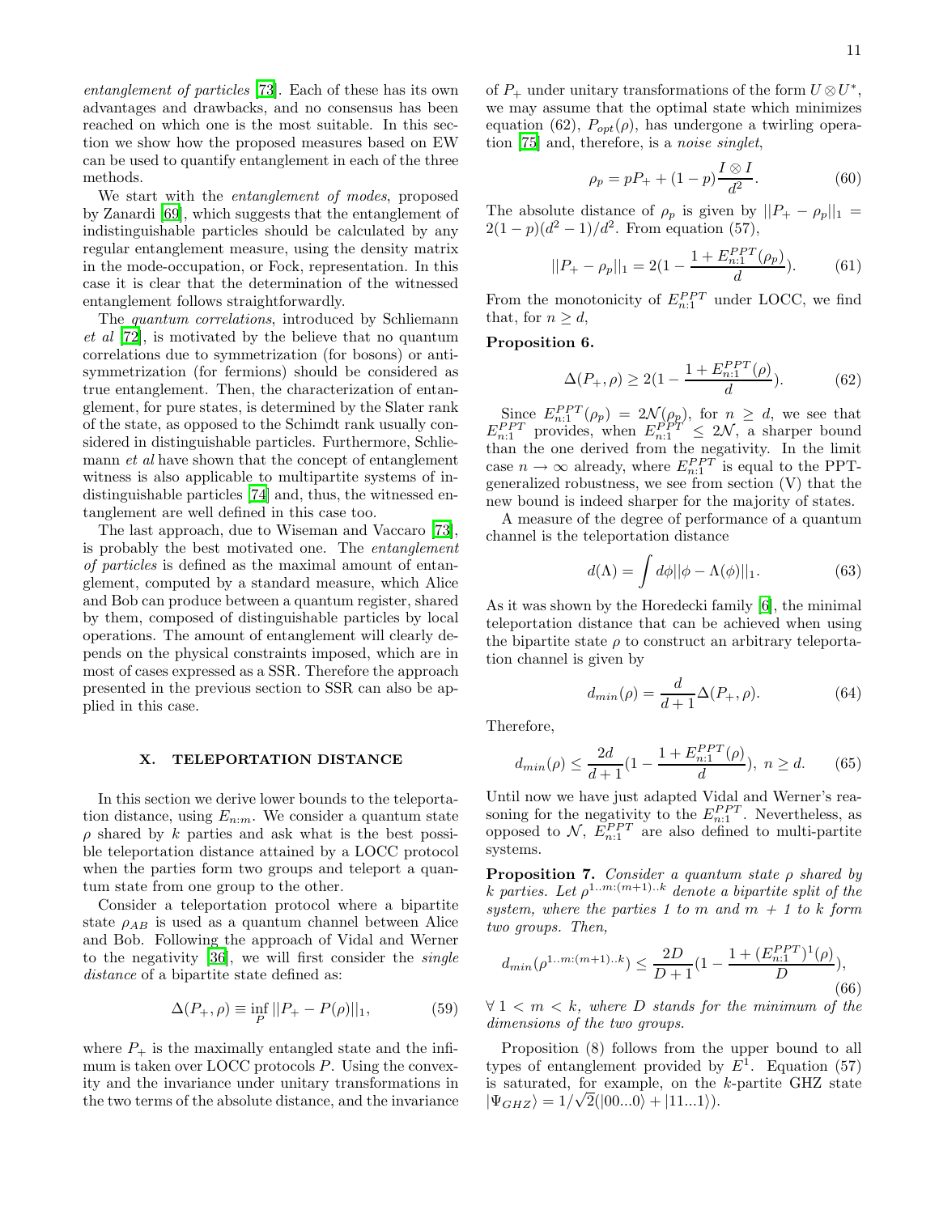*entanglement of particles* [73]. Each of these has its own advantages and drawbacks, and no consensus has been reached on which one is the most suitable. In this section we show how the proposed measures based on EW can be used to quantify entanglement in each of the three methods.

We start with the *entanglement of modes*, proposed by Zanardi [69], which suggests that the entanglement of indistinguishable particles should be calculated by any regular entanglement measure, using the density matrix in the mode-occupation, or Fock, representation. In this case it is clear that the determination of the witnessed entanglement follows straightforwardly.

The *quantum correlations*, introduced by Schliemann *et al* [72], is motivated by the believe that no quantum correlations due to symmetrization (for bosons) or anti-symmetrization (for fermions) should be considered as true entanglement. Then, the characterization of entanglement, for pure states, is determined by the Slater rank of the state, as opposed to the Schimdt rank usually considered in distinguishable particles. Furthermore, Schliemann *et al* have shown that the concept of entanglement witness is also applicable to multipartite systems of indistinguishable particles [74] and, thus, the witnessed entanglement are well defined in this case too.

The last approach, due to Wiseman and Vaccaro [73], is probably the best motivated one. The *entanglement of particles* is defined as the maximal amount of entanglement, computed by a standard measure, which Alice and Bob can produce between a quantum register, shared by them, composed of distinguishable particles by local operations. The amount of entanglement will clearly depends on the physical constraints imposed, which are in most of cases expressed as a SSR. Therefore the approach presented in the previous section to SSR can also be applied in this case.

## X. TELEPORTATION DISTANCE

In this section we derive lower bounds to the teleportation distance, using $E_{n:m}$. We consider a quantum state $\rho$ shared by $k$ parties and ask what is the best possible teleportation distance attained by a LOCC protocol when the parties form two groups and teleport a quantum state from one group to the other.

Consider a teleportation protocol where a bipartite state $\rho_{AB}$ is used as a quantum channel between Alice and Bob. Following the approach of Vidal and Werner to the negativity [36], we will first consider the *single distance* of a bipartite state defined as:

$$\Delta(P_+, \rho) \equiv \inf_P ||P_+ - P(\rho)||_1, \tag{59}$$

where $P_+$ is the maximally entangled state and the infimum is taken over LOCC protocols $P$. Using the convexity and the invariance under unitary transformations in the two terms of the absolute distance, and the invariance of $P_+$ under unitary transformations of the form $U \otimes U^*$, we may assume that the optimal state which minimizes equation (62), $P_{opt}(\rho)$, has undergone a twirling operation [75] and, therefore, is a *noise singlet*,

$$\rho_p = pP_+ + (1-p)\frac{I \otimes I}{d^2}. \tag{60}$$

The absolute distance of $\rho_p$ is given by $||P_+ - \rho_p||_1 = 2(1-p)(d^2-1)/d^2$. From equation (57),

$$||P_+ - \rho_p||_1 = 2\left(1 - \frac{1 + E_{n:1}^{PPT}(\rho_p)}{d}\right). \tag{61}$$

From the monotonicity of $E_{n:1}^{PPT}$ under LOCC, we find that, for $n \geq d$,

**Proposition 6.**

$$\Delta(P_+, \rho) \geq 2\left(1 - \frac{1 + E_{n:1}^{PPT}(\rho)}{d}\right). \tag{62}$$

Since $E_{n:1}^{PPT}(\rho_p) = 2\mathcal{N}(\rho_p)$, for $n \geq d$, we see that $E_{n:1}^{PPT}$ provides, when $E_{n:1}^{PPT} \leq 2\mathcal{N}$, a sharper bound than the one derived from the negativity. In the limit case $n \to \infty$ already, where $E_{n:1}^{PPT}$ is equal to the PPT-generalized robustness, we see from section (V) that the new bound is indeed sharper for the majority of states.

A measure of the degree of performance of a quantum channel is the teleportation distance

$$d(\Lambda) = \int d\phi ||\phi - \Lambda(\phi)||_1. \tag{63}$$

As it was shown by the Horedecki family [6], the minimal teleportation distance that can be achieved when using the bipartite state $\rho$ to construct an arbitrary teleportation channel is given by

$$d_{min}(\rho) = \frac{d}{d+1}\Delta(P_+, \rho). \tag{64}$$

Therefore,

$$d_{min}(\rho) \leq \frac{2d}{d+1}\left(1 - \frac{1 + E_{n:1}^{PPT}(\rho)}{d}\right), \; n \geq d. \tag{65}$$

Until now we have just adapted Vidal and Werner's reasoning for the negativity to the $E_{n:1}^{PPT}$. Nevertheless, as opposed to $\mathcal{N}$, $E_{n:1}^{PPT}$ are also defined to multi-partite systems.

**Proposition 7.** *Consider a quantum state $\rho$ shared by $k$ parties. Let $\rho^{1..m:(m+1)..k}$ denote a bipartite split of the system, where the parties 1 to $m$ and $m+1$ to $k$ form two groups. Then,*

$$d_{min}(\rho^{1..m:(m+1)..k}) \leq \frac{2D}{D+1}\left(1 - \frac{1 + (E_{n:1}^{PPT})^1(\rho)}{D}\right), \tag{66}$$

*$\forall\; 1 < m < k$, where $D$ stands for the minimum of the dimensions of the two groups.*

Proposition (8) follows from the upper bound to all types of entanglement provided by $E^1$. Equation (57) is saturated, for example, on the $k$-partite GHZ state $|\Psi_{GHZ}\rangle = 1/\sqrt{2}(|00...0\rangle + |11...1\rangle)$.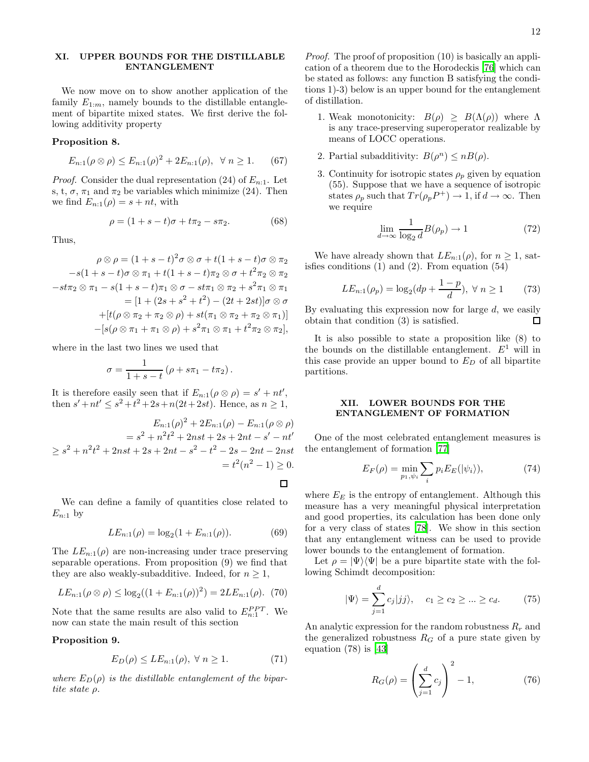## XI. UPPER BOUNDS FOR THE DISTILLABLE ENTANGLEMENT

We now move on to show another application of the family $E_{1:m}$, namely bounds to the distillable entanglement of bipartite mixed states. We first derive the following additivity property

**Proposition 8.**

$$E_{n:1}(\rho \otimes \rho) \leq E_{n:1}(\rho)^2 + 2E_{n:1}(\rho), \;\; \forall \; n \geq 1. \tag{67}$$

*Proof.* Consider the dual representation (24) of $E_{n:1}$. Let s, t, $\sigma$, $\pi_1$ and $\pi_2$ be variables which minimize (24). Then we find $E_{n:1}(\rho) = s + nt$, with

$$\rho = (1+s-t)\sigma + t\pi_2 - s\pi_2. \tag{68}$$

Thus,

$$\begin{aligned}
\rho \otimes \rho = (1+s-t)^2\sigma\otimes\sigma + t(1+s-t)\sigma\otimes\pi_2 \\
-s(1+s-t)\sigma\otimes\pi_1 + t(1+s-t)\pi_2\otimes\sigma + t^2\pi_2\otimes\pi_2 \\
-st\pi_2\otimes\pi_1 - s(1+s-t)\pi_1\otimes\sigma - st\pi_1\otimes\pi_2 + s^2\pi_1\otimes\pi_1 \\
= [1 + (2s+s^2+t^2) - (2t+2st)]\sigma\otimes\sigma \\
+[t(\rho\otimes\pi_2 + \pi_2\otimes\rho) + st(\pi_1\otimes\pi_2 + \pi_2\otimes\pi_1)] \\
-[s(\rho\otimes\pi_1 + \pi_1\otimes\rho) + s^2\pi_1\otimes\pi_1 + t^2\pi_2\otimes\pi_2],
\end{aligned}$$

where in the last two lines we used that

$$\sigma = \frac{1}{1+s-t}\left(\rho + s\pi_1 - t\pi_2\right).$$

It is therefore easily seen that if $E_{n:1}(\rho\otimes\rho) = s' + nt'$, then $s' + nt' \leq s^2 + t^2 + 2s + n(2t + 2st)$. Hence, as $n \geq 1$,

$$\begin{aligned}
E_{n:1}(\rho)^2 + 2E_{n:1}(\rho) - E_{n:1}(\rho\otimes\rho) \\
= s^2 + n^2t^2 + 2nst + 2s + 2nt - s' - nt' \\
\geq s^2 + n^2t^2 + 2nst + 2s + 2nt - s^2 - t^2 - 2s - 2nt - 2nst \\
= t^2(n^2 - 1) \geq 0.
\end{aligned}$$

□

We can define a family of quantities close related to $E_{n:1}$ by

$$LE_{n:1}(\rho) = \log_2(1 + E_{n:1}(\rho)). \tag{69}$$

The $LE_{n:1}(\rho)$ are non-increasing under trace preserving separable operations. From proposition (9) we find that they are also weakly-subadditive. Indeed, for $n \geq 1$,

$$LE_{n:1}(\rho\otimes\rho) \leq \log_2((1 + E_{n:1}(\rho))^2) = 2LE_{n:1}(\rho). \tag{70}$$

Note that the same results are also valid to $E_{n:1}^{PPT}$. We now can state the main result of this section

**Proposition 9.**

$$E_D(\rho) \leq LE_{n:1}(\rho), \;\forall\; n \geq 1. \tag{71}$$

*where $E_D(\rho)$ is the distillable entanglement of the bipartite state $\rho$.*

*Proof.* The proof of proposition (10) is basically an application of a theorem due to the Horodeckis [76] which can be stated as follows: any function B satisfying the conditions 1)-3) below is an upper bound for the entanglement of distillation.

1. Weak monotonicity: $B(\rho) \geq B(\Lambda(\rho))$ where $\Lambda$ is any trace-preserving superoperator realizable by means of LOCC operations.
2. Partial subadditivity: $B(\rho^n) \leq nB(\rho)$.
3. Continuity for isotropic states $\rho_p$ given by equation (55). Suppose that we have a sequence of isotropic states $\rho_p$ such that $Tr(\rho_p P^+) \rightarrow 1$, if $d \rightarrow \infty$. Then we require

$$\lim_{d\rightarrow\infty} \frac{1}{\log_2 d} B(\rho_p) \rightarrow 1 \tag{72}$$

We have already shown that $LE_{n:1}(\rho)$, for $n \geq 1$, satisfies conditions (1) and (2). From equation (54)

$$LE_{n:1}(\rho_p) = \log_2(dp + \frac{1-p}{d}), \;\forall\; n \geq 1 \tag{73}$$

By evaluating this expression now for large $d$, we easily obtain that condition (3) is satisfied. □

It is also possible to state a proposition like (8) to the bounds on the distillable entanglement. $E^1$ will in this case provide an upper bound to $E_D$ of all bipartite partitions.

## XII. LOWER BOUNDS FOR THE ENTANGLEMENT OF FORMATION

One of the most celebrated entanglement measures is the entanglement of formation [77]

$$E_F(\rho) = \min_{p_1, \psi_i} \sum_i p_i E_E(|\psi_i\rangle), \tag{74}$$

where $E_E$ is the entropy of entanglement. Although this measure has a very meaningful physical interpretation and good properties, its calculation has been done only for a very class of states [78]. We show in this section that any entanglement witness can be used to provide lower bounds to the entanglement of formation.

Let $\rho = |\Psi\rangle\langle\Psi|$ be a pure bipartite state with the following Schimdt decomposition:

$$|\Psi\rangle = \sum_{j=1}^{d} c_j |jj\rangle, \quad c_1 \geq c_2 \geq ... \geq c_d. \tag{75}$$

An analytic expression for the random robustness $R_r$ and the generalized robustness $R_G$ of a pure state given by equation (78) is [43]

$$R_G(\rho) = \left(\sum_{j=1}^{d} c_j\right)^2 - 1, \tag{76}$$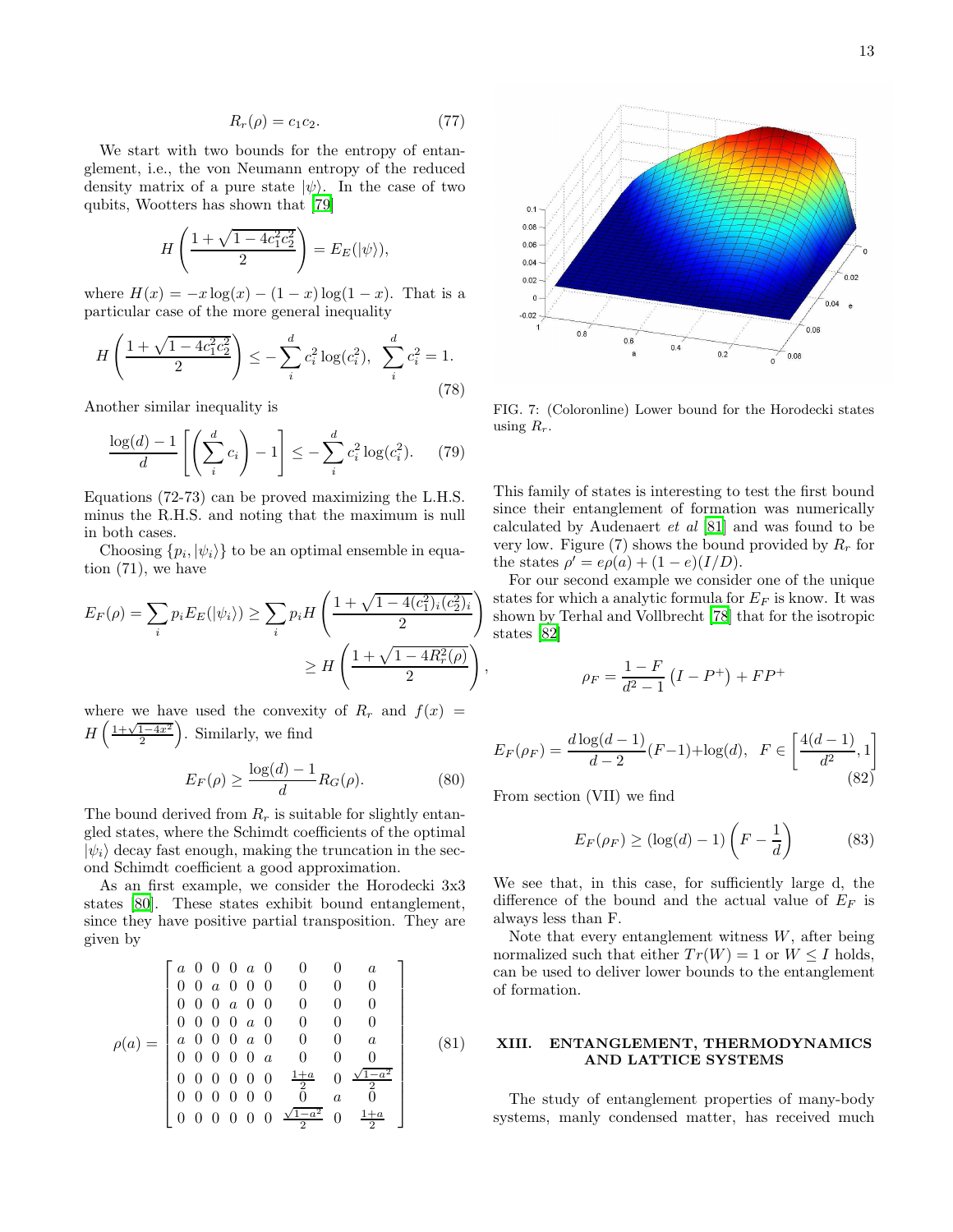$$R_r(\rho) = c_1 c_2. \tag{77}$$

We start with two bounds for the entropy of entanglement, i.e., the von Neumann entropy of the reduced density matrix of a pure state $|\psi\rangle$. In the case of two qubits, Wootters has shown that [79]

$$H\left(\frac{1+\sqrt{1-4c_1^2c_2^2}}{2}\right) = E_E(|\psi\rangle),$$

where $H(x) = -x\log(x) - (1-x)\log(1-x)$. That is a particular case of the more general inequality

$$H\left(\frac{1+\sqrt{1-4c_1^2c_2^2}}{2}\right) \leq -\sum_i^d c_i^2 \log(c_i^2), \quad \sum_i^d c_i^2 = 1. \tag{78}$$

Another similar inequality is

$$\frac{\log(d)-1}{d}\left[\left(\sum_i^d c_i\right) - 1\right] \leq -\sum_i^d c_i^2 \log(c_i^2). \tag{79}$$

Equations (72-73) can be proved maximizing the L.H.S. minus the R.H.S. and noting that the maximum is null in both cases.

Choosing $\{p_i, |\psi_i\rangle\}$ to be an optimal ensemble in equation (71), we have

$$E_F(\rho) = \sum_i p_i E_E(|\psi_i\rangle) \geq \sum_i p_i H\left(\frac{1+\sqrt{1-4(c_1^2)_i(c_2^2)_i}}{2}\right) \geq H\left(\frac{1+\sqrt{1-4R_r^2(\rho)}}{2}\right),$$

where we have used the convexity of $R_r$ and $f(x) = H\left(\frac{1+\sqrt{1-4x^2}}{2}\right)$. Similarly, we find

$$E_F(\rho) \geq \frac{\log(d)-1}{d} R_G(\rho). \tag{80}$$

The bound derived from $R_r$ is suitable for slightly entangled states, where the Schimdt coefficients of the optimal $|\psi_i\rangle$ decay fast enough, making the truncation in the second Schimdt coefficient a good approximation.

As an first example, we consider the Horodecki 3x3 states [80]. These states exhibit bound entanglement, since they have positive partial transposition. They are given by

$$\rho(a) = \begin{bmatrix} a & 0 & 0 & 0 & a & 0 & 0 & 0 & a \\ 0 & 0 & a & 0 & 0 & 0 & 0 & 0 & 0 \\ 0 & 0 & 0 & a & 0 & 0 & 0 & 0 & 0 \\ 0 & 0 & 0 & 0 & a & 0 & 0 & 0 & 0 \\ a & 0 & 0 & 0 & a & 0 & 0 & 0 & a \\ 0 & 0 & 0 & 0 & 0 & a & 0 & 0 & 0 \\ 0 & 0 & 0 & 0 & 0 & 0 & \frac{1+a}{2} & 0 & \frac{\sqrt{1-a^2}}{2} \\ 0 & 0 & 0 & 0 & 0 & 0 & 0 & a & 0 \\ 0 & 0 & 0 & 0 & 0 & 0 & \frac{\sqrt{1-a^2}}{2} & 0 & \frac{1+a}{2} \end{bmatrix} \tag{81}$$

FIG. 7: (Coloronline) Lower bound for the Horodecki states using $R_r$.

This family of states is interesting to test the first bound since their entanglement of formation was numerically calculated by Audenaert *et al* [81] and was found to be very low. Figure (7) shows the bound provided by $R_r$ for the states $\rho' = e\rho(a) + (1-e)(I/D)$.

For our second example we consider one of the unique states for which a analytic formula for $E_F$ is know. It was shown by Terhal and Vollbrecht [78] that for the isotropic states [82]

$$\rho_F = \frac{1-F}{d^2-1}\left(I - P^+\right) + FP^+$$

$$E_F(\rho_F) = \frac{d\log(d-1)}{d-2}(F-1) + \log(d), \quad F \in \left[\frac{4(d-1)}{d^2}, 1\right] \tag{82}$$

From section (VII) we find

$$E_F(\rho_F) \geq (\log(d)-1)\left(F - \frac{1}{d}\right) \tag{83}$$

We see that, in this case, for sufficiently large d, the difference of the bound and the actual value of $E_F$ is always less than F.

Note that every entanglement witness $W$, after being normalized such that either $Tr(W) = 1$ or $W \leq I$ holds, can be used to deliver lower bounds to the entanglement of formation.

## XIII. ENTANGLEMENT, THERMODYNAMICS AND LATTICE SYSTEMS

The study of entanglement properties of many-body systems, manly condensed matter, has received much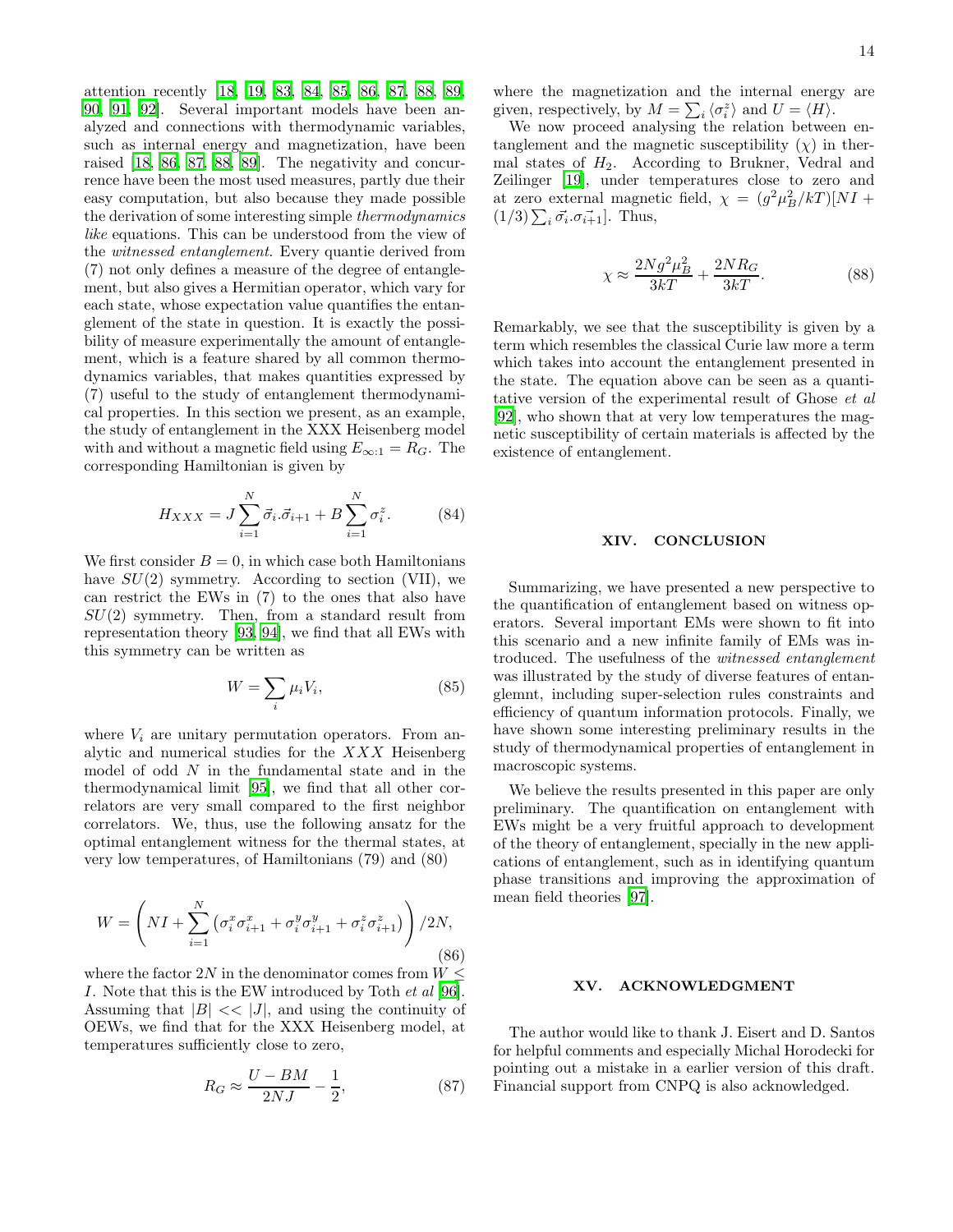attention recently [18, 19, 83, 84, 85, 86, 87, 88, 89, 90, 91, 92]. Several important models have been analyzed and connections with thermodynamic variables, such as internal energy and magnetization, have been raised [18, 86, 87, 88, 89]. The negativity and concurrence have been the most used measures, partly due their easy computation, but also because they made possible the derivation of some interesting simple *thermodynamics like* equations. This can be understood from the view of the *witnessed entanglement*. Every quantie derived from (7) not only defines a measure of the degree of entanglement, but also gives a Hermitian operator, which vary for each state, whose expectation value quantifies the entanglement of the state in question. It is exactly the possibility of measure experimentally the amount of entanglement, which is a feature shared by all common thermodynamics variables, that makes quantities expressed by (7) useful to the study of entanglement thermodynamical properties. In this section we present, as an example, the study of entanglement in the XXX Heisenberg model with and without a magnetic field using $E_{\infty:1} = R_G$. The corresponding Hamiltonian is given by

$$H_{XXX} = J\sum_{i=1}^{N} \vec{\sigma}_i.\vec{\sigma}_{i+1} + B\sum_{i=1}^{N} \sigma_i^z. \tag{84}$$

We first consider $B = 0$, in which case both Hamiltonians have $SU(2)$ symmetry. According to section (VII), we can restrict the EWs in (7) to the ones that also have $SU(2)$ symmetry. Then, from a standard result from representation theory [93, 94], we find that all EWs with this symmetry can be written as

$$W = \sum_i \mu_i V_i, \tag{85}$$

where $V_i$ are unitary permutation operators. From analytic and numerical studies for the $XXX$ Heisenberg model of odd $N$ in the fundamental state and in the thermodynamical limit [95], we find that all other correlators are very small compared to the first neighbor correlators. We, thus, use the following ansatz for the optimal entanglement witness for the thermal states, at very low temperatures, of Hamiltonians (79) and (80)

$$W = \left( NI + \sum_{i=1}^{N} \left( \sigma_i^x \sigma_{i+1}^x + \sigma_i^y \sigma_{i+1}^y + \sigma_i^z \sigma_{i+1}^z \right) \right) /2N, \tag{86}$$

where the factor $2N$ in the denominator comes from $W \leq I$. Note that this is the EW introduced by Toth *et al* [96]. Assuming that $|B| << |J|$, and using the continuity of OEWs, we find that for the XXX Heisenberg model, at temperatures sufficiently close to zero,

$$R_G \approx \frac{U - BM}{2NJ} - \frac{1}{2}, \tag{87}$$

where the magnetization and the internal energy are given, respectively, by $M = \sum_i \langle \sigma_i^z \rangle$ and $U = \langle H \rangle$.

We now proceed analysing the relation between entanglement and the magnetic susceptibility ($\chi$) in thermal states of $H_2$. According to Brukner, Vedral and Zeilinger [19], under temperatures close to zero and at zero external magnetic field, $\chi = (g^2\mu_B^2/kT)[NI + (1/3)\sum_i \vec{\sigma_i}.\vec{\sigma_{i+1}}]$. Thus,

$$\chi \approx \frac{2Ng^2\mu_B^2}{3kT} + \frac{2NR_G}{3kT}. \tag{88}$$

Remarkably, we see that the susceptibility is given by a term which resembles the classical Curie law more a term which takes into account the entanglement presented in the state. The equation above can be seen as a quantitative version of the experimental result of Ghose *et al* [92], who shown that at very low temperatures the magnetic susceptibility of certain materials is affected by the existence of entanglement.

## XIV. CONCLUSION

Summarizing, we have presented a new perspective to the quantification of entanglement based on witness operators. Several important EMs were shown to fit into this scenario and a new infinite family of EMs was introduced. The usefulness of the *witnessed entanglement* was illustrated by the study of diverse features of entanglemnt, including super-selection rules constraints and efficiency of quantum information protocols. Finally, we have shown some interesting preliminary results in the study of thermodynamical properties of entanglement in macroscopic systems.

We believe the results presented in this paper are only preliminary. The quantification on entanglement with EWs might be a very fruitful approach to development of the theory of entanglement, specially in the new applications of entanglement, such as in identifying quantum phase transitions and improving the approximation of mean field theories [97].

## XV. ACKNOWLEDGMENT

The author would like to thank J. Eisert and D. Santos for helpful comments and especially Michal Horodecki for pointing out a mistake in a earlier version of this draft. Financial support from CNPQ is also acknowledged.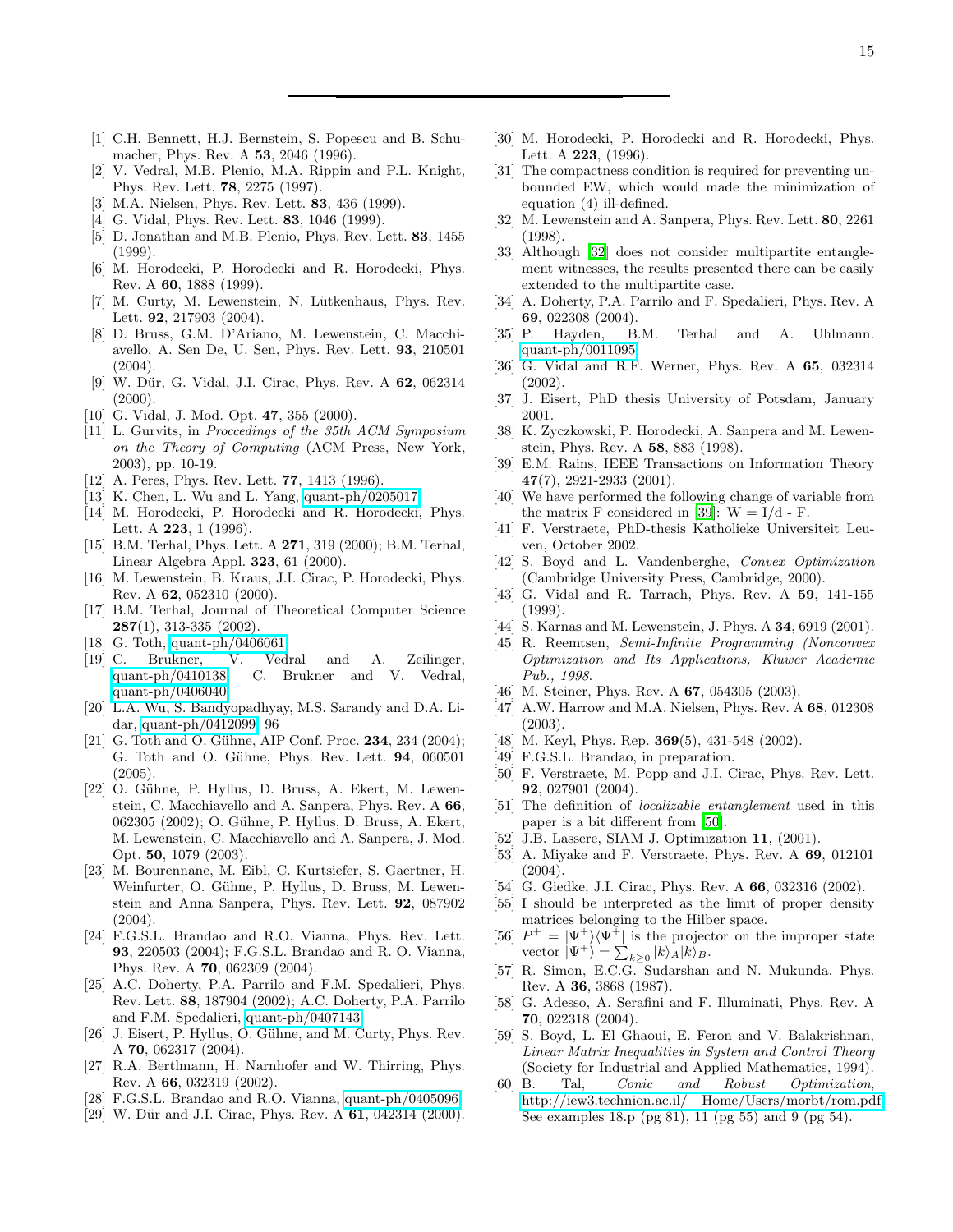---

[1] C.H. Bennett, H.J. Bernstein, S. Popescu and B. Schumacher, Phys. Rev. A **53**, 2046 (1996).

[2] V. Vedral, M.B. Plenio, M.A. Rippin and P.L. Knight, Phys. Rev. Lett. **78**, 2275 (1997).

[3] M.A. Nielsen, Phys. Rev. Lett. **83**, 436 (1999).

[4] G. Vidal, Phys. Rev. Lett. **83**, 1046 (1999).

[5] D. Jonathan and M.B. Plenio, Phys. Rev. Lett. **83**, 1455 (1999).

[6] M. Horodecki, P. Horodecki and R. Horodecki, Phys. Rev. A **60**, 1888 (1999).

[7] M. Curty, M. Lewenstein, N. Lütkenhaus, Phys. Rev. Lett. **92**, 217903 (2004).

[8] D. Bruss, G.M. D'Ariano, M. Lewenstein, C. Macchiavello, A. Sen De, U. Sen, Phys. Rev. Lett. **93**, 210501 (2004).

[9] W. Dür, G. Vidal, J.I. Cirac, Phys. Rev. A **62**, 062314 (2000).

[10] G. Vidal, J. Mod. Opt. **47**, 355 (2000).

[11] L. Gurvits, in *Proccedings of the 35th ACM Symposium on the Theory of Computing* (ACM Press, New York, 2003), pp. 10-19.

[12] A. Peres, Phys. Rev. Lett. **77**, 1413 (1996).

[13] K. Chen, L. Wu and L. Yang, quant-ph/0205017.

[14] M. Horodecki, P. Horodecki and R. Horodecki, Phys. Lett. A **223**, 1 (1996).

[15] B.M. Terhal, Phys. Lett. A **271**, 319 (2000); B.M. Terhal, Linear Algebra Appl. **323**, 61 (2000).

[16] M. Lewenstein, B. Kraus, J.I. Cirac, P. Horodecki, Phys. Rev. A **62**, 052310 (2000).

[17] B.M. Terhal, Journal of Theoretical Computer Science **287**(1), 313-335 (2002).

[18] G. Toth, quant-ph/0406061.

[19] C. Brukner, V. Vedral and A. Zeilinger, quant-ph/0410138; C. Brukner and V. Vedral, quant-ph/0406040.

[20] L.A. Wu, S. Bandyopadhyay, M.S. Sarandy and D.A. Lidar, quant-ph/0412099. 96

[21] G. Toth and O. Gühne, AIP Conf. Proc. **234**, 234 (2004); G. Toth and O. Gühne, Phys. Rev. Lett. **94**, 060501 (2005).

[22] O. Gühne, P. Hyllus, D. Bruss, A. Ekert, M. Lewenstein, C. Macchiavello and A. Sanpera, Phys. Rev. A **66**, 062305 (2002); O. Gühne, P. Hyllus, D. Bruss, A. Ekert, M. Lewenstein, C. Macchiavello and A. Sanpera, J. Mod. Opt. **50**, 1079 (2003).

[23] M. Bourennane, M. Eibl, C. Kurtsiefer, S. Gaertner, H. Weinfurter, O. Gühne, P. Hyllus, D. Bruss, M. Lewenstein and Anna Sanpera, Phys. Rev. Lett. **92**, 087902 (2004).

[24] F.G.S.L. Brandao and R.O. Vianna, Phys. Rev. Lett. **93**, 220503 (2004); F.G.S.L. Brandao and R. O. Vianna, Phys. Rev. A **70**, 062309 (2004).

[25] A.C. Doherty, P.A. Parrilo and F.M. Spedalieri, Phys. Rev. Lett. **88**, 187904 (2002); A.C. Doherty, P.A. Parrilo and F.M. Spedalieri, quant-ph/0407143.

[26] J. Eisert, P. Hyllus, O. Gühne, and M. Curty, Phys. Rev. A **70**, 062317 (2004).

[27] R.A. Bertlmann, H. Narnhofer and W. Thirring, Phys. Rev. A **66**, 032319 (2002).

[28] F.G.S.L. Brandao and R.O. Vianna, quant-ph/0405096.

[29] W. Dür and J.I. Cirac, Phys. Rev. A **61**, 042314 (2000).

[30] M. Horodecki, P. Horodecki and R. Horodecki, Phys. Lett. A **223**, (1996).

[31] The compactness condition is required for preventing unbounded EW, which would made the minimization of equation (4) ill-defined.

[32] M. Lewenstein and A. Sanpera, Phys. Rev. Lett. **80**, 2261 (1998).

[33] Although [32] does not consider multipartite entanglement witnesses, the results presented there can be easily extended to the multipartite case.

[34] A. Doherty, P.A. Parrilo and F. Spedalieri, Phys. Rev. A **69**, 022308 (2004).

[35] P. Hayden, B.M. Terhal and A. Uhlmann. quant-ph/0011095.

[36] G. Vidal and R.F. Werner, Phys. Rev. A **65**, 032314 (2002).

[37] J. Eisert, PhD thesis University of Potsdam, January 2001.

[38] K. Zyczkowski, P. Horodecki, A. Sanpera and M. Lewenstein, Phys. Rev. A **58**, 883 (1998).

[39] E.M. Rains, IEEE Transactions on Information Theory **47**(7), 2921-2933 (2001).

[40] We have performed the following change of variable from the matrix F considered in [39]: W = I/d - F.

[41] F. Verstraete, PhD-thesis Katholieke Universiteit Leuven, October 2002.

[42] S. Boyd and L. Vandenberghe, *Convex Optimization* (Cambridge University Press, Cambridge, 2000).

[43] G. Vidal and R. Tarrach, Phys. Rev. A **59**, 141-155 (1999).

[44] S. Karnas and M. Lewenstein, J. Phys. A **34**, 6919 (2001).

[45] R. Reemtsen, *Semi-Infinite Programming (Nonconvex Optimization and Its Applications, Kluwer Academic Pub., 1998.*

[46] M. Steiner, Phys. Rev. A **67**, 054305 (2003).

[47] A.W. Harrow and M.A. Nielsen, Phys. Rev. A **68**, 012308 (2003).

[48] M. Keyl, Phys. Rep. **369**(5), 431-548 (2002).

[49] F.G.S.L. Brandao, in preparation.

[50] F. Verstraete, M. Popp and J.I. Cirac, Phys. Rev. Lett. **92**, 027901 (2004).

[51] The definition of *localizable entanglement* used in this paper is a bit different from [50].

[52] J.B. Lassere, SIAM J. Optimization **11**, (2001).

[53] A. Miyake and F. Verstraete, Phys. Rev. A **69**, 012101 (2004).

[54] G. Giedke, J.I. Cirac, Phys. Rev. A **66**, 032316 (2002).

[55] I should be interpreted as the limit of proper density matrices belonging to the Hilber space.

[56] $P^+ = |\Psi^+\rangle\langle\Psi^+|$ is the projector on the improper state vector $|\Psi^+\rangle = \sum_{k\geq 0} |k\rangle_A |k\rangle_B$.

[57] R. Simon, E.C.G. Sudarshan and N. Mukunda, Phys. Rev. A **36**, 3868 (1987).

[58] G. Adesso, A. Serafini and F. Illuminati, Phys. Rev. A **70**, 022318 (2004).

[59] S. Boyd, L. El Ghaoui, E. Feron and V. Balakrishnan, *Linear Matrix Inequalities in System and Control Theory* (Society for Industrial and Applied Mathematics, 1994).

[60] B. Tal, *Conic and Robust Optimization*, http://iew3.technion.ac.il/—Home/Users/morbt/rom.pdf. See examples 18.p (pg 81), 11 (pg 55) and 9 (pg 54).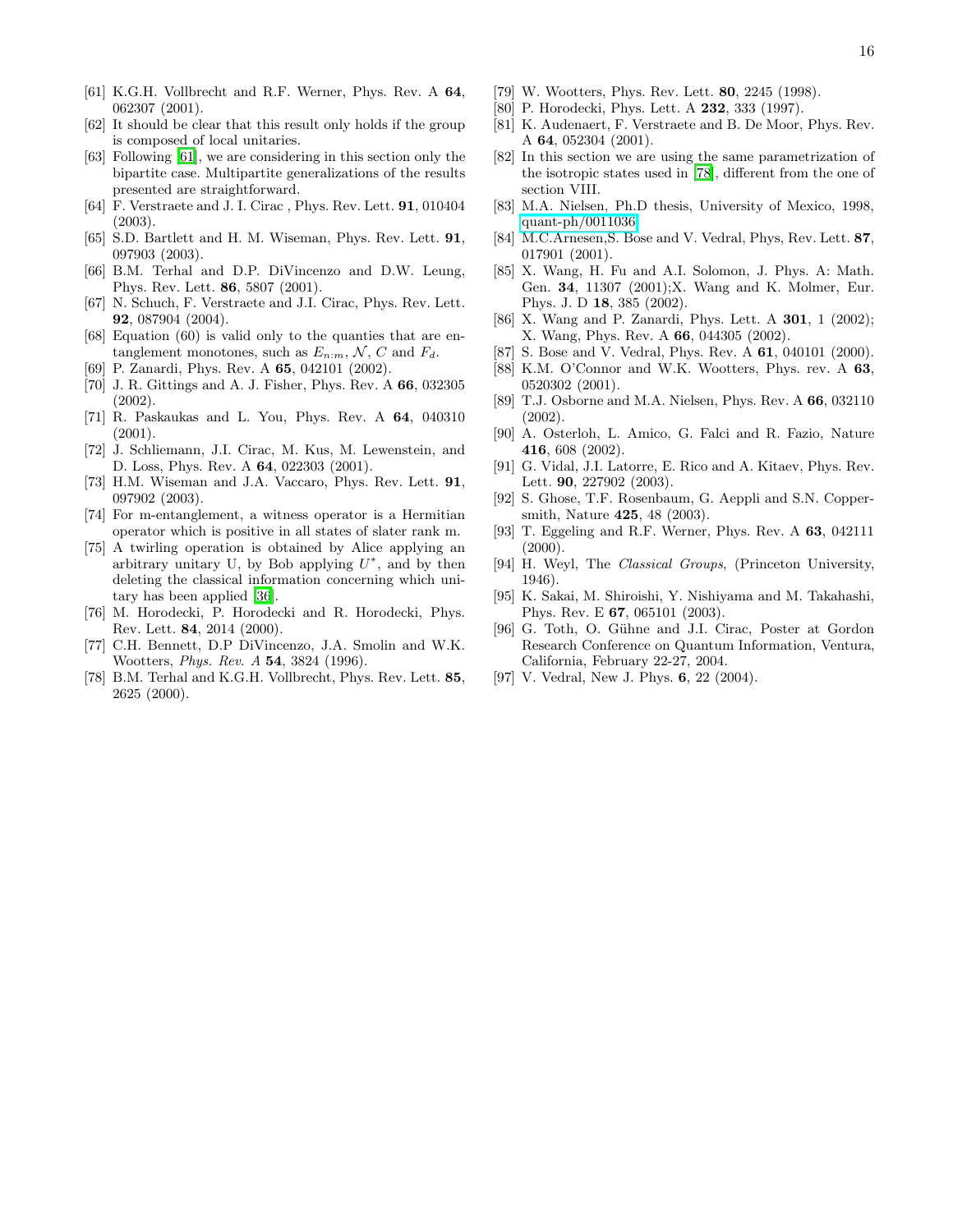[61] K.G.H. Vollbrecht and R.F. Werner, Phys. Rev. A **64**, 062307 (2001).

[62] It should be clear that this result only holds if the group is composed of local unitaries.

[63] Following [61], we are considering in this section only the bipartite case. Multipartite generalizations of the results presented are straightforward.

[64] F. Verstraete and J. I. Cirac , Phys. Rev. Lett. **91**, 010404 (2003).

[65] S.D. Bartlett and H. M. Wiseman, Phys. Rev. Lett. **91**, 097903 (2003).

[66] B.M. Terhal and D.P. DiVincenzo and D.W. Leung, Phys. Rev. Lett. **86**, 5807 (2001).

[67] N. Schuch, F. Verstraete and J.I. Cirac, Phys. Rev. Lett. **92**, 087904 (2004).

[68] Equation (60) is valid only to the quanties that are entanglement monotones, such as $E_{n:m}$, $\mathcal{N}$, $C$ and $F_d$.

[69] P. Zanardi, Phys. Rev. A **65**, 042101 (2002).

[70] J. R. Gittings and A. J. Fisher, Phys. Rev. A **66**, 032305 (2002).

[71] R. Paskaukas and L. You, Phys. Rev. A **64**, 040310 (2001).

[72] J. Schliemann, J.I. Cirac, M. Kus, M. Lewenstein, and D. Loss, Phys. Rev. A **64**, 022303 (2001).

[73] H.M. Wiseman and J.A. Vaccaro, Phys. Rev. Lett. **91**, 097902 (2003).

[74] For m-entanglement, a witness operator is a Hermitian operator which is positive in all states of slater rank m.

[75] A twirling operation is obtained by Alice applying an arbitrary unitary U, by Bob applying $U^*$, and by then deleting the classical information concerning which unitary has been applied [36].

[76] M. Horodecki, P. Horodecki and R. Horodecki, Phys. Rev. Lett. **84**, 2014 (2000).

[77] C.H. Bennett, D.P DiVincenzo, J.A. Smolin and W.K. Wootters, *Phys. Rev. A* **54**, 3824 (1996).

[78] B.M. Terhal and K.G.H. Vollbrecht, Phys. Rev. Lett. **85**, 2625 (2000).

[79] W. Wootters, Phys. Rev. Lett. **80**, 2245 (1998).

[80] P. Horodecki, Phys. Lett. A **232**, 333 (1997).

[81] K. Audenaert, F. Verstraete and B. De Moor, Phys. Rev. A **64**, 052304 (2001).

[82] In this section we are using the same parametrization of the isotropic states used in [78], different from the one of section VIII.

[83] M.A. Nielsen, Ph.D thesis, University of Mexico, 1998, quant-ph/0011036.

[84] M.C.Arnesen,S. Bose and V. Vedral, Phys, Rev. Lett. **87**, 017901 (2001).

[85] X. Wang, H. Fu and A.I. Solomon, J. Phys. A: Math. Gen. **34**, 11307 (2001);X. Wang and K. Molmer, Eur. Phys. J. D **18**, 385 (2002).

[86] X. Wang and P. Zanardi, Phys. Lett. A **301**, 1 (2002); X. Wang, Phys. Rev. A **66**, 044305 (2002).

[87] S. Bose and V. Vedral, Phys. Rev. A **61**, 040101 (2000).

[88] K.M. O'Connor and W.K. Wootters, Phys. rev. A **63**, 0520302 (2001).

[89] T.J. Osborne and M.A. Nielsen, Phys. Rev. A **66**, 032110 (2002).

[90] A. Osterloh, L. Amico, G. Falci and R. Fazio, Nature **416**, 608 (2002).

[91] G. Vidal, J.I. Latorre, E. Rico and A. Kitaev, Phys. Rev. Lett. **90**, 227902 (2003).

[92] S. Ghose, T.F. Rosenbaum, G. Aeppli and S.N. Coppersmith, Nature **425**, 48 (2003).

[93] T. Eggeling and R.F. Werner, Phys. Rev. A **63**, 042111 (2000).

[94] H. Weyl, The *Classical Groups*, (Princeton University, 1946).

[95] K. Sakai, M. Shiroishi, Y. Nishiyama and M. Takahashi, Phys. Rev. E **67**, 065101 (2003).

[96] G. Toth, O. Gühne and J.I. Cirac, Poster at Gordon Research Conference on Quantum Information, Ventura, California, February 22-27, 2004.

[97] V. Vedral, New J. Phys. **6**, 22 (2004).